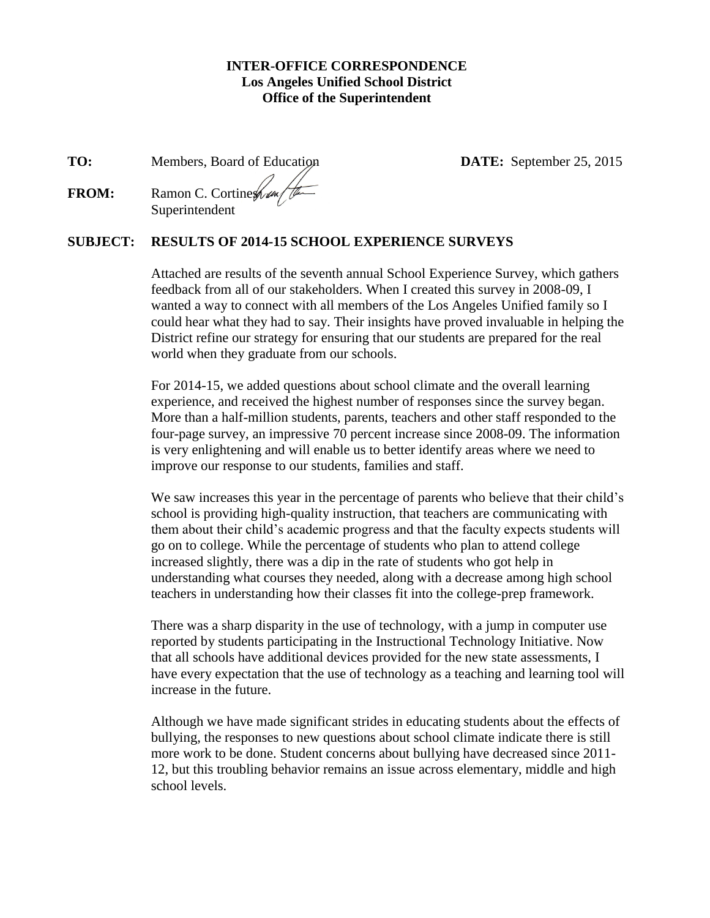**INTER-OFFICE CORRESPONDENCE**
**Los Angeles Unified School District**
**Office of the Superintendent**

**TO:** Members, Board of Education **DATE:** September 25, 2015

**FROM:** Ramon C. Cortines
Superintendent

**SUBJECT: RESULTS OF 2014-15 SCHOOL EXPERIENCE SURVEYS**

Attached are results of the seventh annual School Experience Survey, which gathers feedback from all of our stakeholders. When I created this survey in 2008-09, I wanted a way to connect with all members of the Los Angeles Unified family so I could hear what they had to say. Their insights have proved invaluable in helping the District refine our strategy for ensuring that our students are prepared for the real world when they graduate from our schools.

For 2014-15, we added questions about school climate and the overall learning experience, and received the highest number of responses since the survey began. More than a half-million students, parents, teachers and other staff responded to the four-page survey, an impressive 70 percent increase since 2008-09. The information is very enlightening and will enable us to better identify areas where we need to improve our response to our students, families and staff.

We saw increases this year in the percentage of parents who believe that their child's school is providing high-quality instruction, that teachers are communicating with them about their child's academic progress and that the faculty expects students will go on to college. While the percentage of students who plan to attend college increased slightly, there was a dip in the rate of students who got help in understanding what courses they needed, along with a decrease among high school teachers in understanding how their classes fit into the college-prep framework.

There was a sharp disparity in the use of technology, with a jump in computer use reported by students participating in the Instructional Technology Initiative. Now that all schools have additional devices provided for the new state assessments, I have every expectation that the use of technology as a teaching and learning tool will increase in the future.

Although we have made significant strides in educating students about the effects of bullying, the responses to new questions about school climate indicate there is still more work to be done. Student concerns about bullying have decreased since 2011-12, but this troubling behavior remains an issue across elementary, middle and high school levels.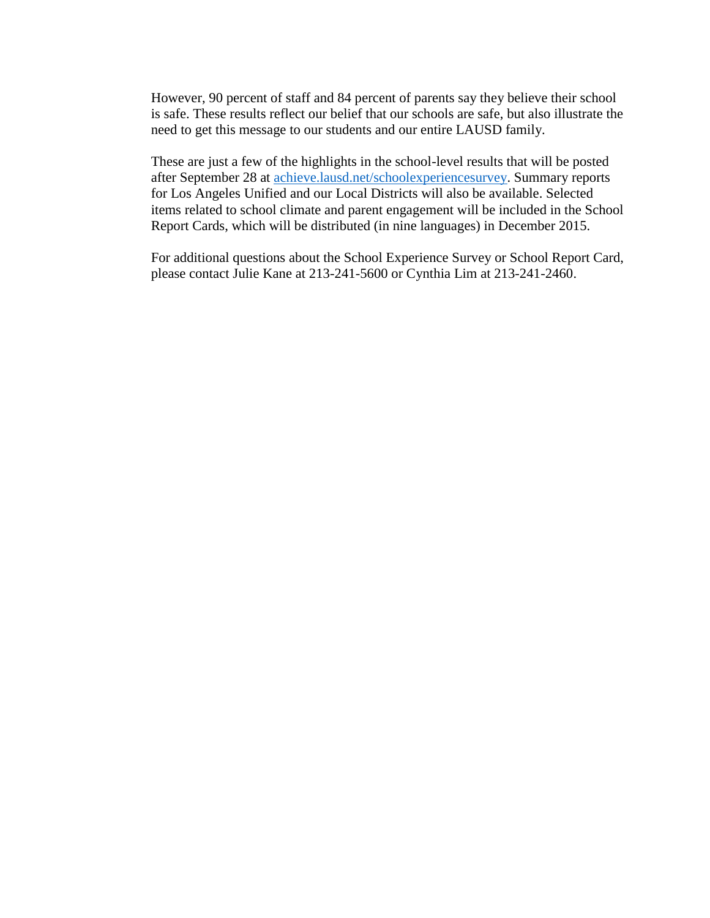However, 90 percent of staff and 84 percent of parents say they believe their school is safe. These results reflect our belief that our schools are safe, but also illustrate the need to get this message to our students and our entire LAUSD family.

These are just a few of the highlights in the school-level results that will be posted after September 28 at [achieve.lausd.net/schoolexperiencesurvey](achieve.lausd.net/schoolexperiencesurvey). Summary reports for Los Angeles Unified and our Local Districts will also be available. Selected items related to school climate and parent engagement will be included in the School Report Cards, which will be distributed (in nine languages) in December 2015.

For additional questions about the School Experience Survey or School Report Card, please contact Julie Kane at 213-241-5600 or Cynthia Lim at 213-241-2460.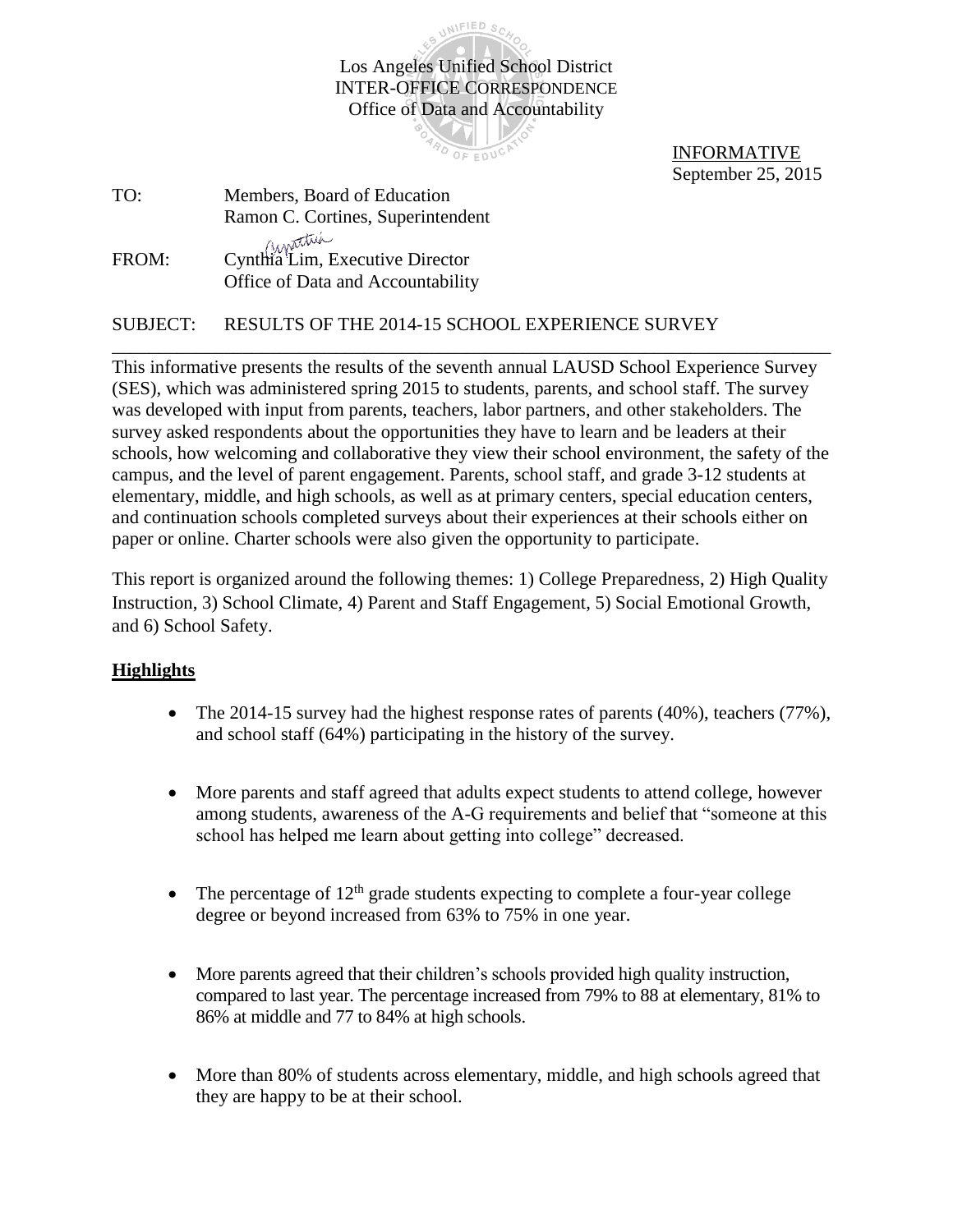Los Angeles Unified School District
INTER-OFFICE CORRESPONDENCE
Office of Data and Accountability

INFORMATIVE
September 25, 2015

TO: Members, Board of Education
Ramon C. Cortines, Superintendent

FROM: Cynthia Lim, Executive Director
Office of Data and Accountability

SUBJECT: RESULTS OF THE 2014-15 SCHOOL EXPERIENCE SURVEY

---

This informative presents the results of the seventh annual LAUSD School Experience Survey (SES), which was administered spring 2015 to students, parents, and school staff. The survey was developed with input from parents, teachers, labor partners, and other stakeholders. The survey asked respondents about the opportunities they have to learn and be leaders at their schools, how welcoming and collaborative they view their school environment, the safety of the campus, and the level of parent engagement. Parents, school staff, and grade 3-12 students at elementary, middle, and high schools, as well as at primary centers, special education centers, and continuation schools completed surveys about their experiences at their schools either on paper or online. Charter schools were also given the opportunity to participate.

This report is organized around the following themes: 1) College Preparedness, 2) High Quality Instruction, 3) School Climate, 4) Parent and Staff Engagement, 5) Social Emotional Growth, and 6) School Safety.

**Highlights**

- The 2014-15 survey had the highest response rates of parents (40%), teachers (77%), and school staff (64%) participating in the history of the survey.

- More parents and staff agreed that adults expect students to attend college, however among students, awareness of the A-G requirements and belief that "someone at this school has helped me learn about getting into college" decreased.

- The percentage of 12th grade students expecting to complete a four-year college degree or beyond increased from 63% to 75% in one year.

- More parents agreed that their children's schools provided high quality instruction, compared to last year. The percentage increased from 79% to 88 at elementary, 81% to 86% at middle and 77 to 84% at high schools.

- More than 80% of students across elementary, middle, and high schools agreed that they are happy to be at their school.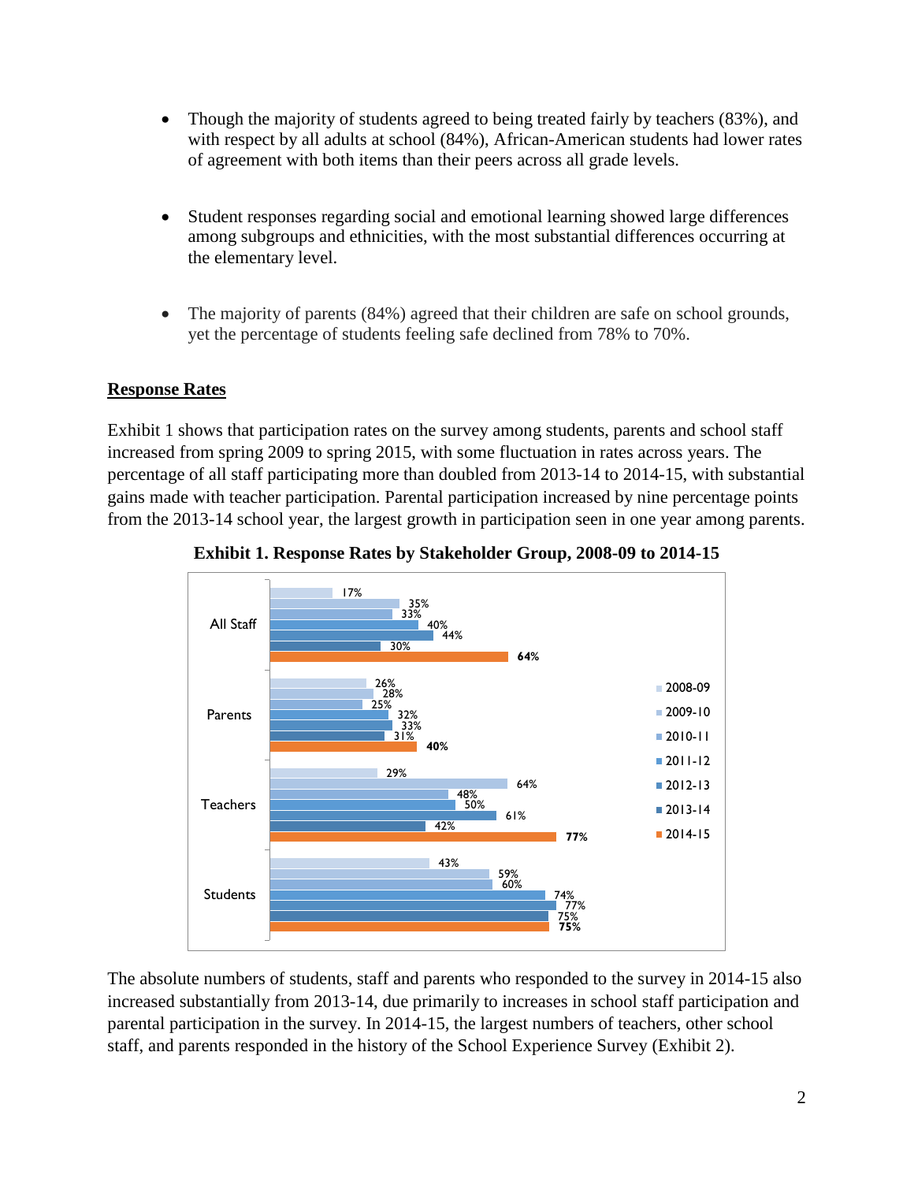- Though the majority of students agreed to being treated fairly by teachers (83%), and with respect by all adults at school (84%), African-American students had lower rates of agreement with both items than their peers across all grade levels.

- Student responses regarding social and emotional learning showed large differences among subgroups and ethnicities, with the most substantial differences occurring at the elementary level.

- The majority of parents (84%) agreed that their children are safe on school grounds, yet the percentage of students feeling safe declined from 78% to 70%.

## Response Rates

Exhibit 1 shows that participation rates on the survey among students, parents and school staff increased from spring 2009 to spring 2015, with some fluctuation in rates across years. The percentage of all staff participating more than doubled from 2013-14 to 2014-15, with substantial gains made with teacher participation. Parental participation increased by nine percentage points from the 2013-14 school year, the largest growth in participation seen in one year among parents.

**Exhibit 1. Response Rates by Stakeholder Group, 2008-09 to 2014-15**

| | 2008-09 | 2009-10 | 2010-11 | 2011-12 | 2012-13 | 2013-14 | 2014-15 |
|---|---|---|---|---|---|---|---|
| All Staff | 17% | 35% | 33% | 40% | 44% | 30% | **64%** |
| Parents | 26% | 28% | 25% | 32% | 33% | 31% | **40%** |
| Teachers | 29% | 64% | 48% | 50% | 61% | 42% | **77%** |
| Students | 43% | 59% | 60% | 74% | 77% | 75% | **75%** |

The absolute numbers of students, staff and parents who responded to the survey in 2014-15 also increased substantially from 2013-14, due primarily to increases in school staff participation and parental participation in the survey. In 2014-15, the largest numbers of teachers, other school staff, and parents responded in the history of the School Experience Survey (Exhibit 2).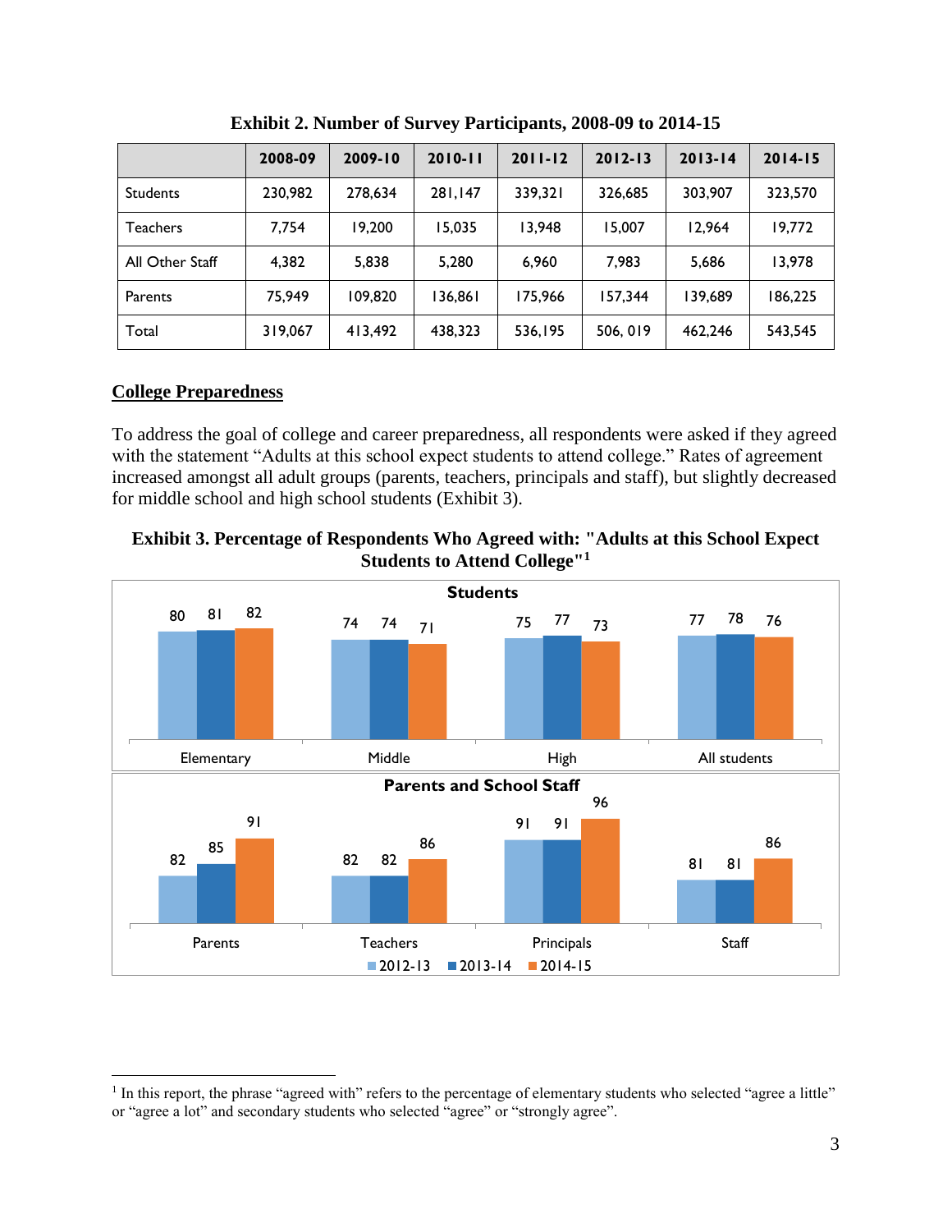**Exhibit 2. Number of Survey Participants, 2008-09 to 2014-15**

| | 2008-09 | 2009-10 | 2010-11 | 2011-12 | 2012-13 | 2013-14 | 2014-15 |
|---|---|---|---|---|---|---|---|
| Students | 230,982 | 278,634 | 281,147 | 339,321 | 326,685 | 303,907 | 323,570 |
| Teachers | 7,754 | 19,200 | 15,035 | 13,948 | 15,007 | 12,964 | 19,772 |
| All Other Staff | 4,382 | 5,838 | 5,280 | 6,960 | 7,983 | 5,686 | 13,978 |
| Parents | 75,949 | 109,820 | 136,861 | 175,966 | 157,344 | 139,689 | 186,225 |
| Total | 319,067 | 413,492 | 438,323 | 536,195 | 506, 019 | 462,246 | 543,545 |

## College Preparedness

To address the goal of college and career preparedness, all respondents were asked if they agreed with the statement "Adults at this school expect students to attend college." Rates of agreement increased amongst all adult groups (parents, teachers, principals and staff), but slightly decreased for middle school and high school students (Exhibit 3).

**Exhibit 3. Percentage of Respondents Who Agreed with: "Adults at this School Expect Students to Attend College"[1]**

**Students**

| | 2012-13 | 2013-14 | 2014-15 |
|---|---|---|---|
| Elementary | 80 | 81 | 82 |
| Middle | 74 | 74 | 71 |
| High | 75 | 77 | 73 |
| All students | 77 | 78 | 76 |

**Parents and School Staff**

| | 2012-13 | 2013-14 | 2014-15 |
|---|---|---|---|
| Parents | 82 | 85 | 91 |
| Teachers | 82 | 82 | 86 |
| Principals | 91 | 91 | 96 |
| Staff | 81 | 81 | 86 |

[1] In this report, the phrase "agreed with" refers to the percentage of elementary students who selected "agree a little" or "agree a lot" and secondary students who selected "agree" or "strongly agree".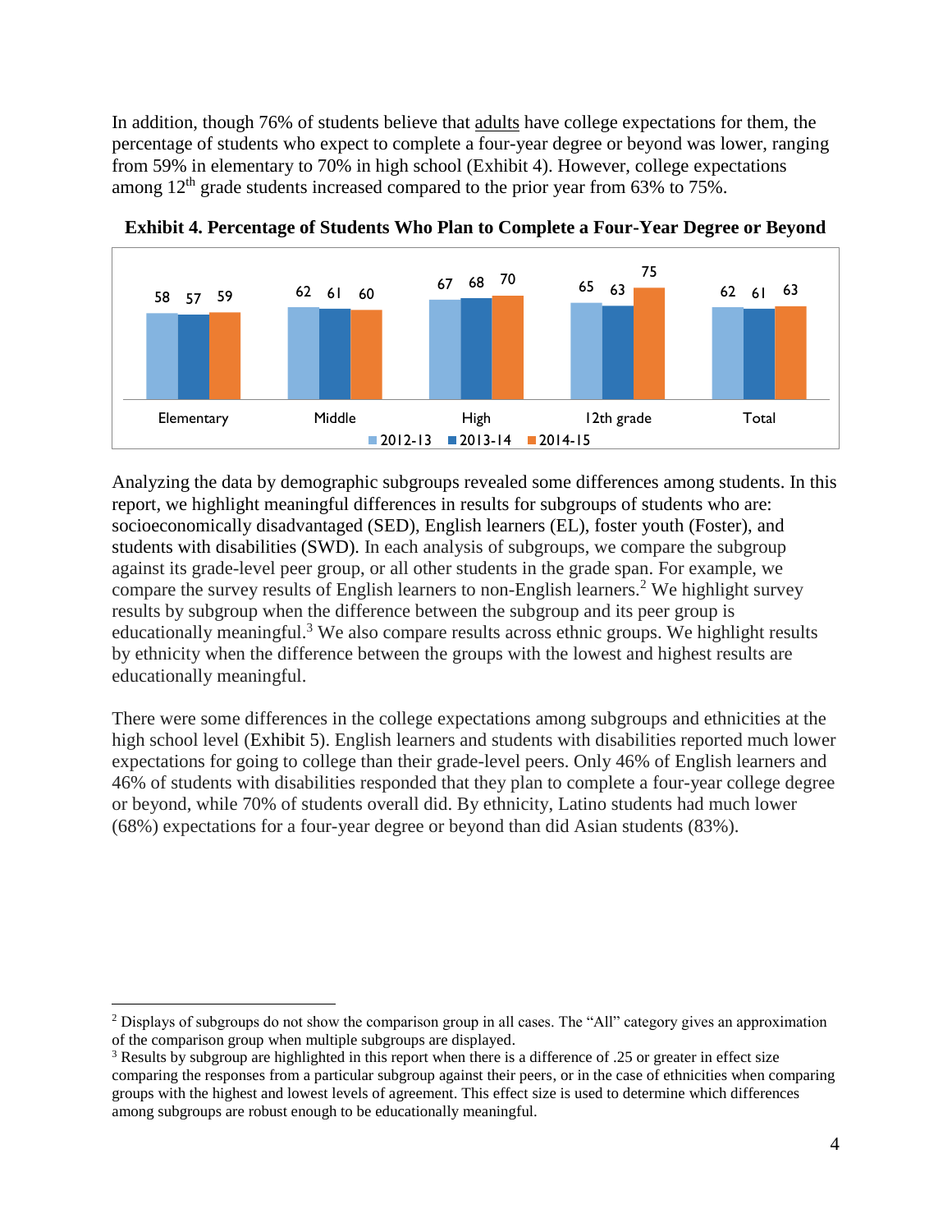In addition, though 76% of students believe that adults have college expectations for them, the percentage of students who expect to complete a four-year degree or beyond was lower, ranging from 59% in elementary to 70% in high school (Exhibit 4). However, college expectations among 12th grade students increased compared to the prior year from 63% to 75%.

**Exhibit 4. Percentage of Students Who Plan to Complete a Four-Year Degree or Beyond**

| | 2012-13 | 2013-14 | 2014-15 |
|---|---|---|---|
| Elementary | 58 | 57 | 59 |
| Middle | 62 | 61 | 60 |
| High | 67 | 68 | 70 |
| 12th grade | 65 | 63 | 75 |
| Total | 62 | 61 | 63 |

Analyzing the data by demographic subgroups revealed some differences among students. In this report, we highlight meaningful differences in results for subgroups of students who are: socioeconomically disadvantaged (SED), English learners (EL), foster youth (Foster), and students with disabilities (SWD). In each analysis of subgroups, we compare the subgroup against its grade-level peer group, or all other students in the grade span. For example, we compare the survey results of English learners to non-English learners.[2] We highlight survey results by subgroup when the difference between the subgroup and its peer group is educationally meaningful.[3] We also compare results across ethnic groups. We highlight results by ethnicity when the difference between the groups with the lowest and highest results are educationally meaningful.

There were some differences in the college expectations among subgroups and ethnicities at the high school level (Exhibit 5). English learners and students with disabilities reported much lower expectations for going to college than their grade-level peers. Only 46% of English learners and 46% of students with disabilities responded that they plan to complete a four-year college degree or beyond, while 70% of students overall did. By ethnicity, Latino students had much lower (68%) expectations for a four-year degree or beyond than did Asian students (83%).

---

[2] Displays of subgroups do not show the comparison group in all cases. The "All" category gives an approximation of the comparison group when multiple subgroups are displayed.

[3] Results by subgroup are highlighted in this report when there is a difference of .25 or greater in effect size comparing the responses from a particular subgroup against their peers, or in the case of ethnicities when comparing groups with the highest and lowest levels of agreement. This effect size is used to determine which differences among subgroups are robust enough to be educationally meaningful.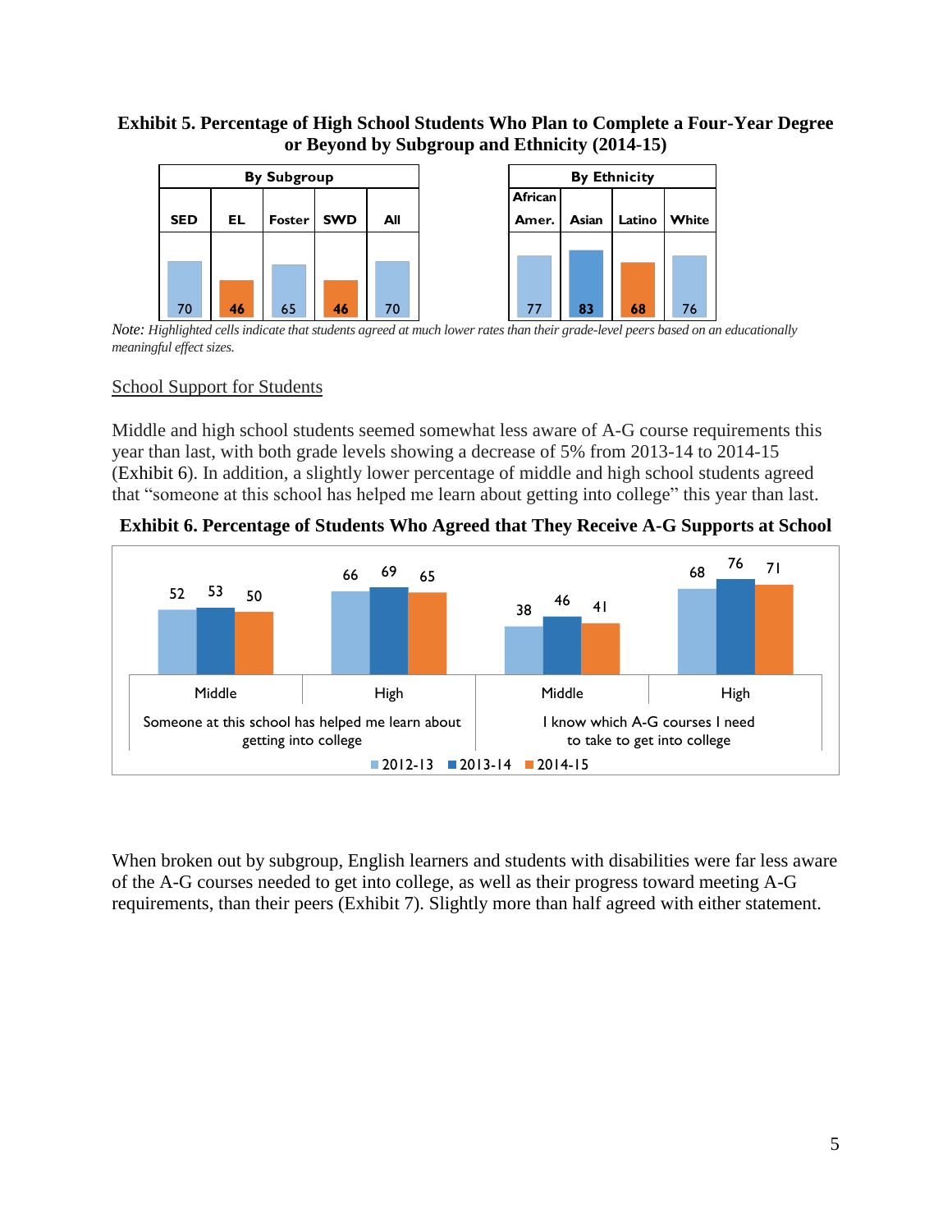**Exhibit 5. Percentage of High School Students Who Plan to Complete a Four-Year Degree or Beyond by Subgroup and Ethnicity (2014-15)**

| By Subgroup | | | | |
|---|---|---|---|---|
| SED | EL | Foster | SWD | All |
| 70 | **46** | 65 | **46** | 70 |

| By Ethnicity | | | |
|---|---|---|---|
| African Amer. | Asian | Latino | White |
| 77 | **83** | **68** | 76 |

*Note:* *Highlighted cells indicate that students agreed at much lower rates than their grade-level peers based on an educationally meaningful effect sizes.*

School Support for Students

Middle and high school students seemed somewhat less aware of A-G course requirements this year than last, with both grade levels showing a decrease of 5% from 2013-14 to 2014-15 (Exhibit 6). In addition, a slightly lower percentage of middle and high school students agreed that "someone at this school has helped me learn about getting into college" this year than last.

**Exhibit 6. Percentage of Students Who Agreed that They Receive A-G Supports at School**

| Statement | Level | 2012-13 | 2013-14 | 2014-15 |
|---|---|---|---|---|
| Someone at this school has helped me learn about getting into college | Middle | 52 | 53 | 50 |
| | High | 66 | 69 | 65 |
| I know which A-G courses I need to take to get into college | Middle | 38 | 46 | 41 |
| | High | 68 | 76 | 71 |

When broken out by subgroup, English learners and students with disabilities were far less aware of the A-G courses needed to get into college, as well as their progress toward meeting A-G requirements, than their peers (Exhibit 7). Slightly more than half agreed with either statement.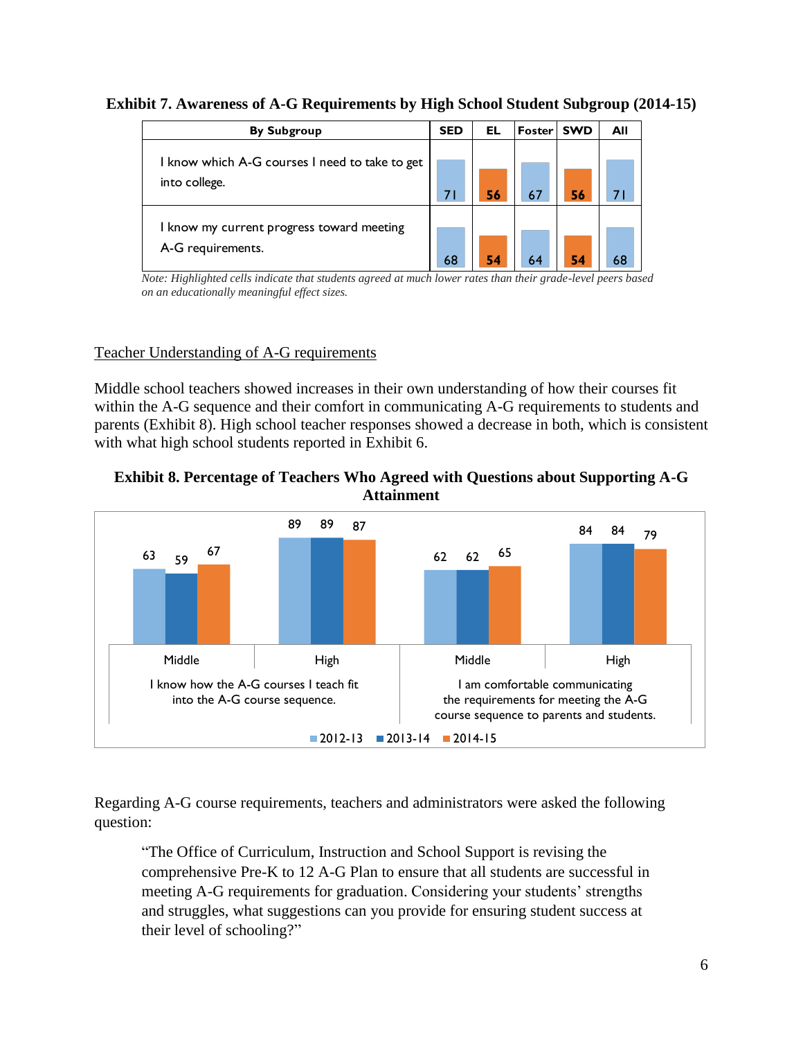**Exhibit 7. Awareness of A-G Requirements by High School Student Subgroup (2014-15)**

| By Subgroup | SED | EL | Foster | SWD | All |
|---|---|---|---|---|---|
| I know which A-G courses I need to take to get into college. | 71 | **56** | 67 | **56** | 71 |
| I know my current progress toward meeting A-G requirements. | 68 | **54** | 64 | **54** | 68 |

*Note: Highlighted cells indicate that students agreed at much lower rates than their grade-level peers based on an educationally meaningful effect sizes.*

<u>Teacher Understanding of A-G requirements</u>

Middle school teachers showed increases in their own understanding of how their courses fit within the A-G sequence and their comfort in communicating A-G requirements to students and parents (Exhibit 8). High school teacher responses showed a decrease in both, which is consistent with what high school students reported in Exhibit 6.

**Exhibit 8. Percentage of Teachers Who Agreed with Questions about Supporting A-G Attainment**

| Question | Level | 2012-13 | 2013-14 | 2014-15 |
|---|---|---|---|---|
| I know how the A-G courses I teach fit into the A-G course sequence. | Middle | 63 | 59 | 67 |
| | High | 89 | 89 | 87 |
| I am comfortable communicating the requirements for meeting the A-G course sequence to parents and students. | Middle | 62 | 62 | 65 |
| | High | 84 | 84 | 79 |

Regarding A-G course requirements, teachers and administrators were asked the following question:

> "The Office of Curriculum, Instruction and School Support is revising the comprehensive Pre-K to 12 A-G Plan to ensure that all students are successful in meeting A-G requirements for graduation. Considering your students' strengths and struggles, what suggestions can you provide for ensuring student success at their level of schooling?"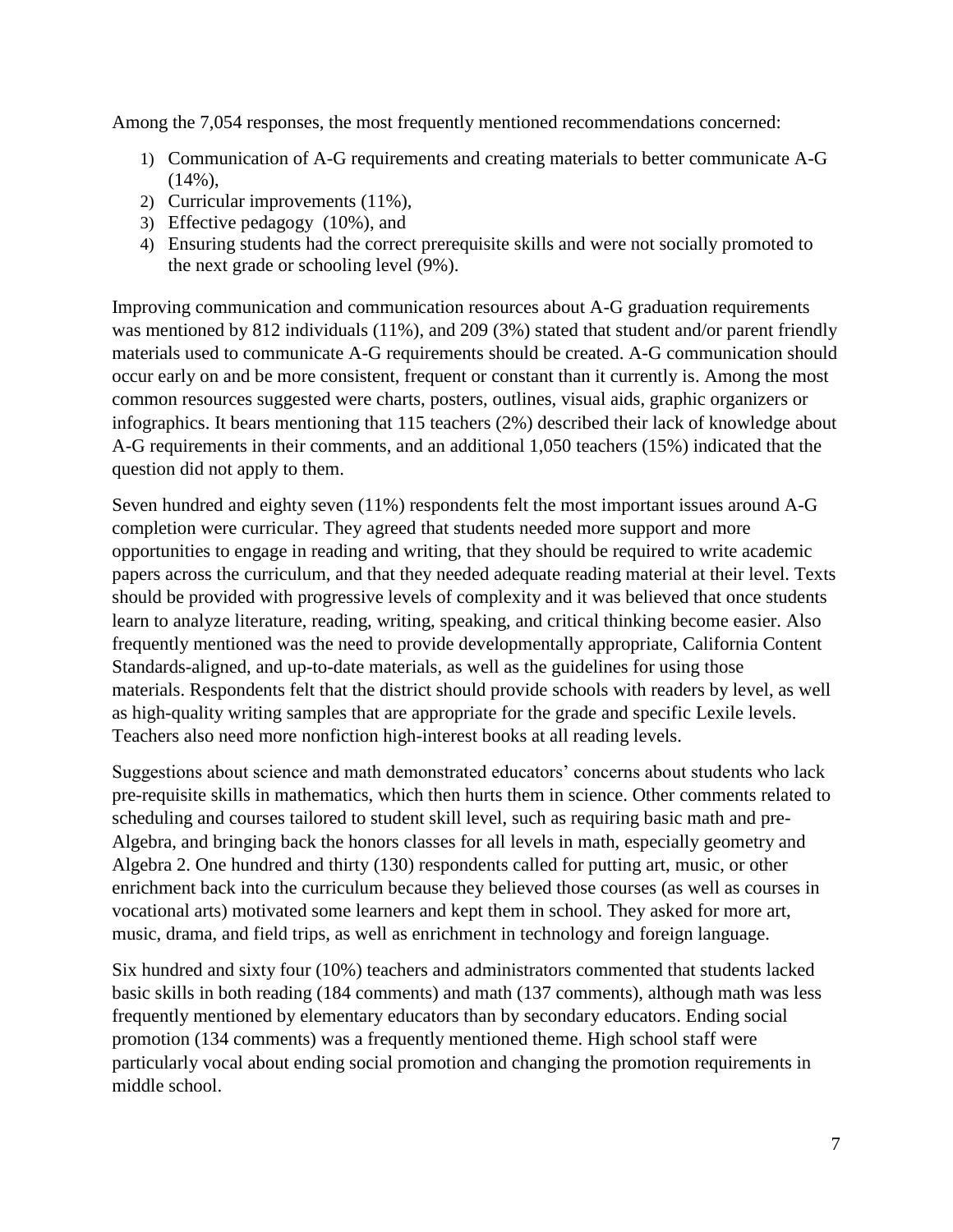Among the 7,054 responses, the most frequently mentioned recommendations concerned:

1) Communication of A-G requirements and creating materials to better communicate A-G (14%),
2) Curricular improvements (11%),
3) Effective pedagogy (10%), and
4) Ensuring students had the correct prerequisite skills and were not socially promoted to the next grade or schooling level (9%).

Improving communication and communication resources about A-G graduation requirements was mentioned by 812 individuals (11%), and 209 (3%) stated that student and/or parent friendly materials used to communicate A-G requirements should be created. A-G communication should occur early on and be more consistent, frequent or constant than it currently is. Among the most common resources suggested were charts, posters, outlines, visual aids, graphic organizers or infographics. It bears mentioning that 115 teachers (2%) described their lack of knowledge about A-G requirements in their comments, and an additional 1,050 teachers (15%) indicated that the question did not apply to them.

Seven hundred and eighty seven (11%) respondents felt the most important issues around A-G completion were curricular. They agreed that students needed more support and more opportunities to engage in reading and writing, that they should be required to write academic papers across the curriculum, and that they needed adequate reading material at their level. Texts should be provided with progressive levels of complexity and it was believed that once students learn to analyze literature, reading, writing, speaking, and critical thinking become easier. Also frequently mentioned was the need to provide developmentally appropriate, California Content Standards-aligned, and up-to-date materials, as well as the guidelines for using those materials. Respondents felt that the district should provide schools with readers by level, as well as high-quality writing samples that are appropriate for the grade and specific Lexile levels. Teachers also need more nonfiction high-interest books at all reading levels.

Suggestions about science and math demonstrated educators' concerns about students who lack pre-requisite skills in mathematics, which then hurts them in science. Other comments related to scheduling and courses tailored to student skill level, such as requiring basic math and pre-Algebra, and bringing back the honors classes for all levels in math, especially geometry and Algebra 2. One hundred and thirty (130) respondents called for putting art, music, or other enrichment back into the curriculum because they believed those courses (as well as courses in vocational arts) motivated some learners and kept them in school. They asked for more art, music, drama, and field trips, as well as enrichment in technology and foreign language.

Six hundred and sixty four (10%) teachers and administrators commented that students lacked basic skills in both reading (184 comments) and math (137 comments), although math was less frequently mentioned by elementary educators than by secondary educators. Ending social promotion (134 comments) was a frequently mentioned theme. High school staff were particularly vocal about ending social promotion and changing the promotion requirements in middle school.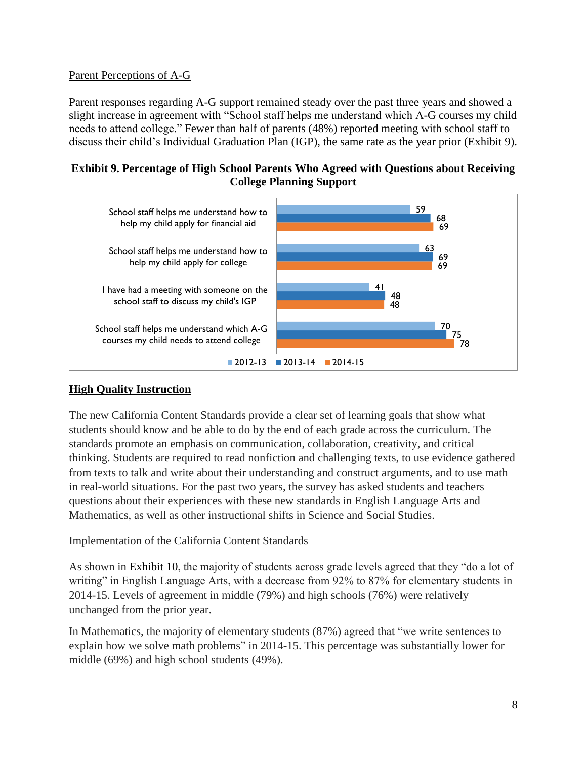Parent Perceptions of A-G

Parent responses regarding A-G support remained steady over the past three years and showed a slight increase in agreement with "School staff helps me understand which A-G courses my child needs to attend college." Fewer than half of parents (48%) reported meeting with school staff to discuss their child's Individual Graduation Plan (IGP), the same rate as the year prior (Exhibit 9).

**Exhibit 9. Percentage of High School Parents Who Agreed with Questions about Receiving College Planning Support**

| | 2012-13 | 2013-14 | 2014-15 |
|---|---|---|---|
| School staff helps me understand how to help my child apply for financial aid | 59 | 68 | 69 |
| School staff helps me understand how to help my child apply for college | 63 | 69 | 69 |
| I have had a meeting with someone on the school staff to discuss my child's IGP | 41 | 48 | 48 |
| School staff helps me understand which A-G courses my child needs to attend college | 70 | 75 | 78 |

## High Quality Instruction

The new California Content Standards provide a clear set of learning goals that show what students should know and be able to do by the end of each grade across the curriculum. The standards promote an emphasis on communication, collaboration, creativity, and critical thinking. Students are required to read nonfiction and challenging texts, to use evidence gathered from texts to talk and write about their understanding and construct arguments, and to use math in real-world situations. For the past two years, the survey has asked students and teachers questions about their experiences with these new standards in English Language Arts and Mathematics, as well as other instructional shifts in Science and Social Studies.

Implementation of the California Content Standards

As shown in Exhibit 10, the majority of students across grade levels agreed that they "do a lot of writing" in English Language Arts, with a decrease from 92% to 87% for elementary students in 2014-15. Levels of agreement in middle (79%) and high schools (76%) were relatively unchanged from the prior year.

In Mathematics, the majority of elementary students (87%) agreed that "we write sentences to explain how we solve math problems" in 2014-15. This percentage was substantially lower for middle (69%) and high school students (49%).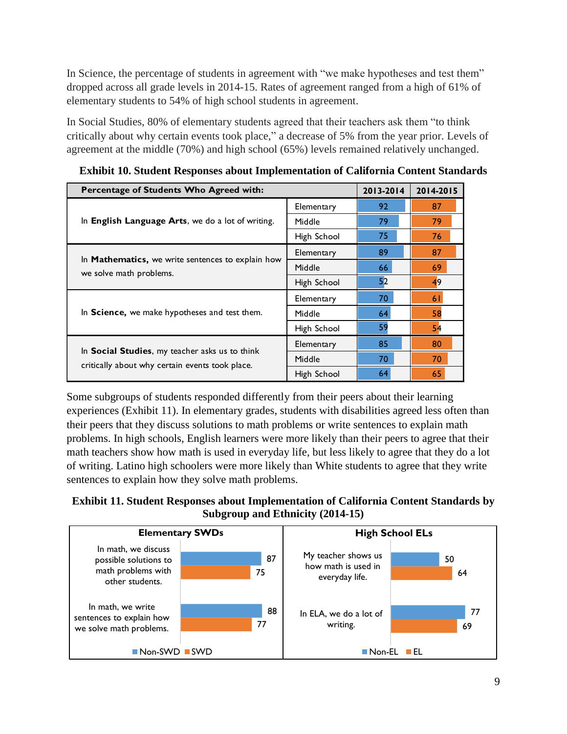In Science, the percentage of students in agreement with "we make hypotheses and test them" dropped across all grade levels in 2014-15. Rates of agreement ranged from a high of 61% of elementary students to 54% of high school students in agreement.

In Social Studies, 80% of elementary students agreed that their teachers ask them "to think critically about why certain events took place," a decrease of 5% from the year prior. Levels of agreement at the middle (70%) and high school (65%) levels remained relatively unchanged.

**Exhibit 10. Student Responses about Implementation of California Content Standards**

| Percentage of Students Who Agreed with: | | 2013-2014 | 2014-2015 |
|---|---|---|---|
| In **English Language Arts**, we do a lot of writing. | Elementary | 92 | 87 |
| | Middle | 79 | 79 |
| | High School | 75 | 76 |
| In **Mathematics,** we write sentences to explain how we solve math problems. | Elementary | 89 | 87 |
| | Middle | 66 | 69 |
| | High School | 52 | 49 |
| In **Science,** we make hypotheses and test them. | Elementary | 70 | 61 |
| | Middle | 64 | 58 |
| | High School | 59 | 54 |
| In **Social Studies**, my teacher asks us to think critically about why certain events took place. | Elementary | 85 | 80 |
| | Middle | 70 | 70 |
| | High School | 64 | 65 |

Some subgroups of students responded differently from their peers about their learning experiences (Exhibit 11). In elementary grades, students with disabilities agreed less often than their peers that they discuss solutions to math problems or write sentences to explain math problems. In high schools, English learners were more likely than their peers to agree that their math teachers show how math is used in everyday life, but less likely to agree that they do a lot of writing. Latino high schoolers were more likely than White students to agree that they write sentences to explain how they solve math problems.

**Exhibit 11. Student Responses about Implementation of California Content Standards by Subgroup and Ethnicity (2014-15)**

**Elementary SWDs**

| | Non-SWD | SWD |
|---|---|---|
| In math, we discuss possible solutions to math problems with other students. | 87 | 75 |
| In math, we write sentences to explain how we solve math problems. | 88 | 77 |

**High School ELs**

| | Non-EL | EL |
|---|---|---|
| My teacher shows us how math is used in everyday life. | 50 | 64 |
| In ELA, we do a lot of writing. | 77 | 69 |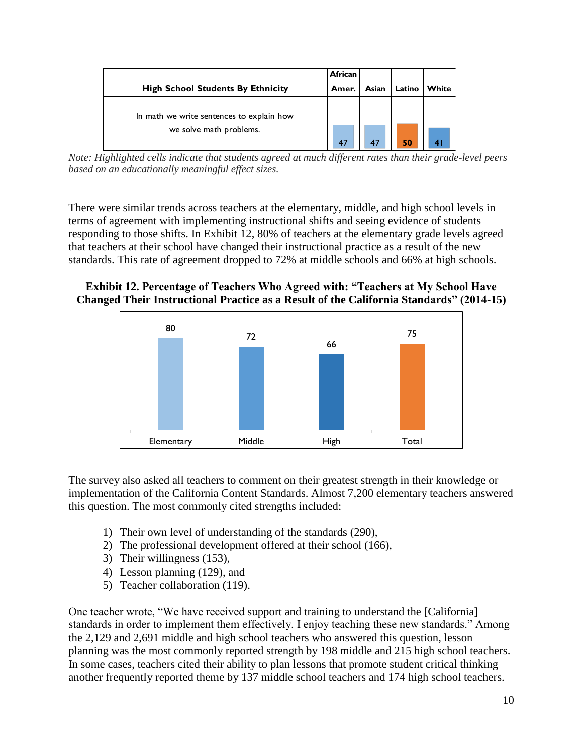| High School Students By Ethnicity | African Amer. | Asian | Latino | White |
|---|---|---|---|---|
| In math we write sentences to explain how we solve math problems. | 47 | 47 | **50** | 41 |

*Note: Highlighted cells indicate that students agreed at much different rates than their grade-level peers based on an educationally meaningful effect sizes.*

There were similar trends across teachers at the elementary, middle, and high school levels in terms of agreement with implementing instructional shifts and seeing evidence of students responding to those shifts. In Exhibit 12, 80% of teachers at the elementary grade levels agreed that teachers at their school have changed their instructional practice as a result of the new standards. This rate of agreement dropped to 72% at middle schools and 66% at high schools.

**Exhibit 12. Percentage of Teachers Who Agreed with: "Teachers at My School Have Changed Their Instructional Practice as a Result of the California Standards" (2014-15)**

| Elementary | Middle | High | Total |
|---|---|---|---|
| 80 | 72 | 66 | 75 |

The survey also asked all teachers to comment on their greatest strength in their knowledge or implementation of the California Content Standards. Almost 7,200 elementary teachers answered this question. The most commonly cited strengths included:

1) Their own level of understanding of the standards (290),
2) The professional development offered at their school (166),
3) Their willingness (153),
4) Lesson planning (129), and
5) Teacher collaboration (119).

One teacher wrote, "We have received support and training to understand the [California] standards in order to implement them effectively. I enjoy teaching these new standards." Among the 2,129 and 2,691 middle and high school teachers who answered this question, lesson planning was the most commonly reported strength by 198 middle and 215 high school teachers. In some cases, teachers cited their ability to plan lessons that promote student critical thinking – another frequently reported theme by 137 middle school teachers and 174 high school teachers.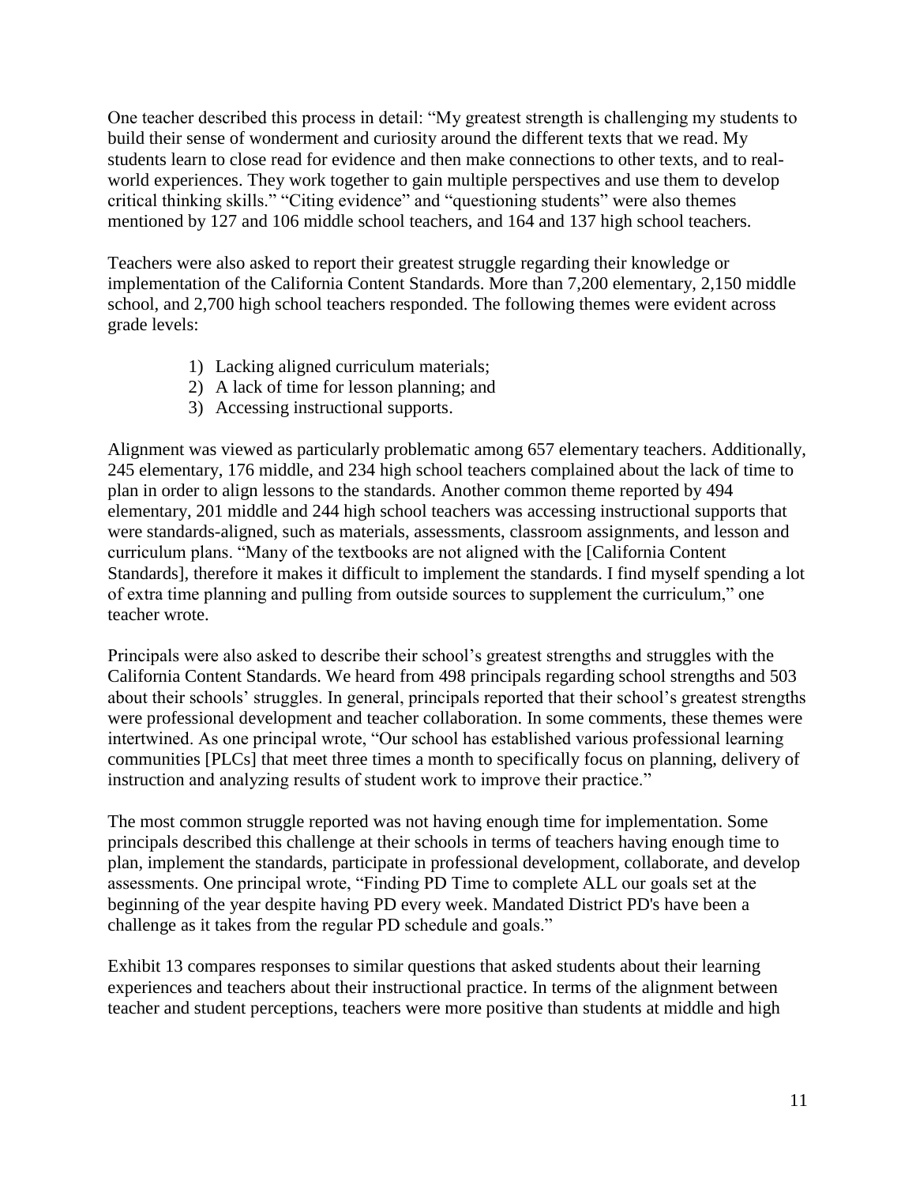One teacher described this process in detail: "My greatest strength is challenging my students to build their sense of wonderment and curiosity around the different texts that we read. My students learn to close read for evidence and then make connections to other texts, and to real-world experiences. They work together to gain multiple perspectives and use them to develop critical thinking skills." "Citing evidence" and "questioning students" were also themes mentioned by 127 and 106 middle school teachers, and 164 and 137 high school teachers.

Teachers were also asked to report their greatest struggle regarding their knowledge or implementation of the California Content Standards. More than 7,200 elementary, 2,150 middle school, and 2,700 high school teachers responded. The following themes were evident across grade levels:

1) Lacking aligned curriculum materials;
2) A lack of time for lesson planning; and
3) Accessing instructional supports.

Alignment was viewed as particularly problematic among 657 elementary teachers. Additionally, 245 elementary, 176 middle, and 234 high school teachers complained about the lack of time to plan in order to align lessons to the standards. Another common theme reported by 494 elementary, 201 middle and 244 high school teachers was accessing instructional supports that were standards-aligned, such as materials, assessments, classroom assignments, and lesson and curriculum plans. "Many of the textbooks are not aligned with the [California Content Standards], therefore it makes it difficult to implement the standards. I find myself spending a lot of extra time planning and pulling from outside sources to supplement the curriculum," one teacher wrote.

Principals were also asked to describe their school's greatest strengths and struggles with the California Content Standards. We heard from 498 principals regarding school strengths and 503 about their schools' struggles. In general, principals reported that their school's greatest strengths were professional development and teacher collaboration. In some comments, these themes were intertwined. As one principal wrote, "Our school has established various professional learning communities [PLCs] that meet three times a month to specifically focus on planning, delivery of instruction and analyzing results of student work to improve their practice."

The most common struggle reported was not having enough time for implementation. Some principals described this challenge at their schools in terms of teachers having enough time to plan, implement the standards, participate in professional development, collaborate, and develop assessments. One principal wrote, "Finding PD Time to complete ALL our goals set at the beginning of the year despite having PD every week. Mandated District PD's have been a challenge as it takes from the regular PD schedule and goals."

Exhibit 13 compares responses to similar questions that asked students about their learning experiences and teachers about their instructional practice. In terms of the alignment between teacher and student perceptions, teachers were more positive than students at middle and high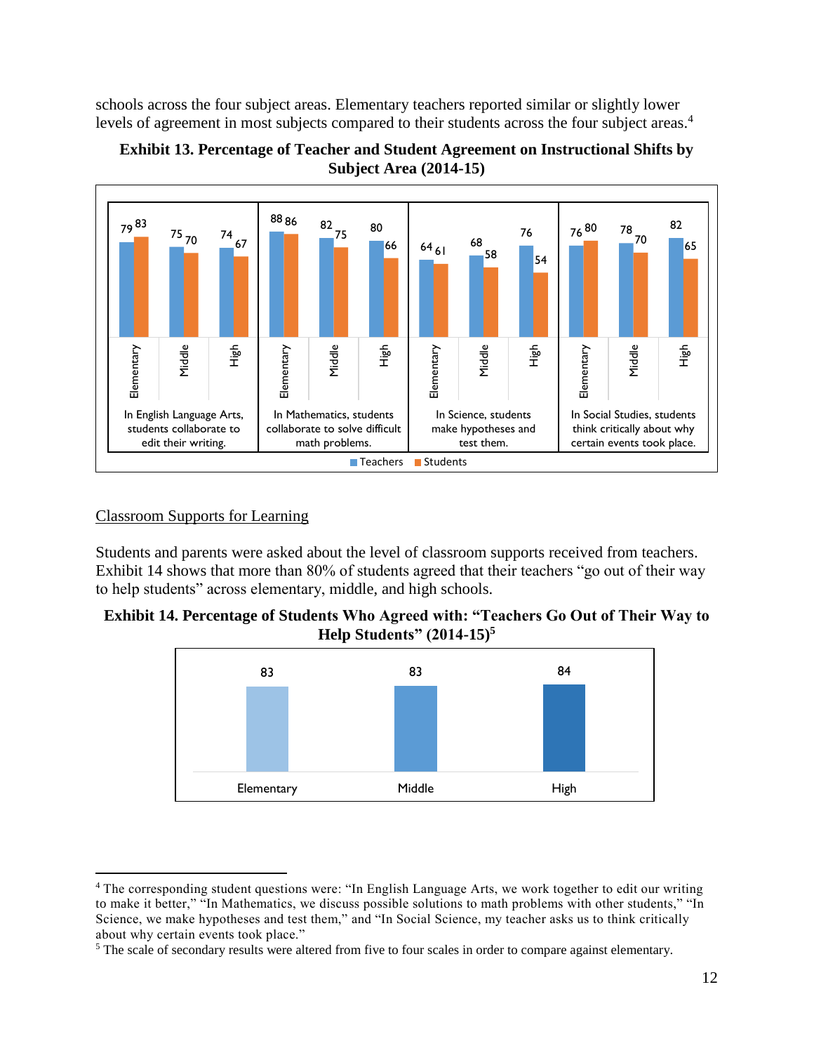schools across the four subject areas. Elementary teachers reported similar or slightly lower levels of agreement in most subjects compared to their students across the four subject areas.[4]

**Exhibit 13. Percentage of Teacher and Student Agreement on Instructional Shifts by Subject Area (2014-15)**

| Subject Area | School Level | Teachers | Students |
|---|---|---|---|
| In English Language Arts, students collaborate to edit their writing. | Elementary | 79 | 83 |
| | Middle | 75 | 70 |
| | High | 74 | 67 |
| In Mathematics, students collaborate to solve difficult math problems. | Elementary | 88 | 86 |
| | Middle | 82 | 75 |
| | High | 80 | 66 |
| In Science, students make hypotheses and test them. | Elementary | 64 | 61 |
| | Middle | 68 | 58 |
| | High | 76 | 54 |
| In Social Studies, students think critically about why certain events took place. | Elementary | 76 | 80 |
| | Middle | 78 | 70 |
| | High | 82 | 65 |

## Classroom Supports for Learning

Students and parents were asked about the level of classroom supports received from teachers. Exhibit 14 shows that more than 80% of students agreed that their teachers "go out of their way to help students" across elementary, middle, and high schools.

**Exhibit 14. Percentage of Students Who Agreed with: "Teachers Go Out of Their Way to Help Students" (2014-15)[5]**

| Elementary | Middle | High |
|---|---|---|
| 83 | 83 | 84 |

---

[4] The corresponding student questions were: "In English Language Arts, we work together to edit our writing to make it better," "In Mathematics, we discuss possible solutions to math problems with other students," "In Science, we make hypotheses and test them," and "In Social Science, my teacher asks us to think critically about why certain events took place."

[5] The scale of secondary results were altered from five to four scales in order to compare against elementary.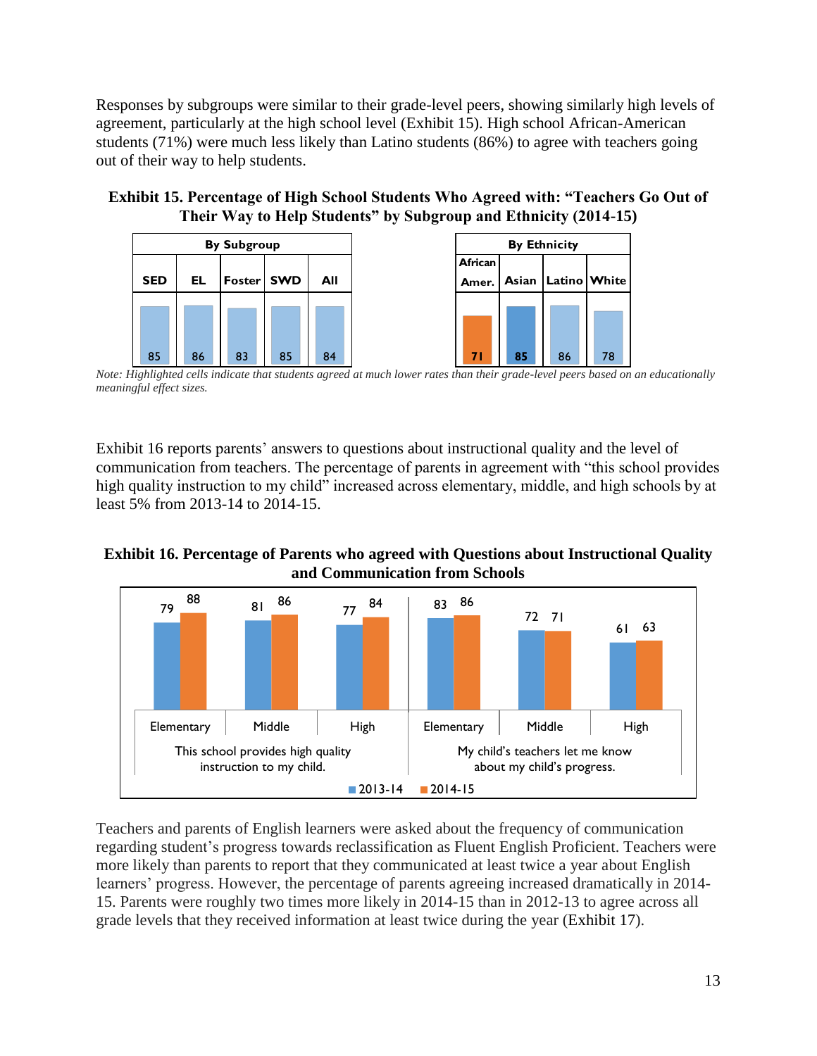Responses by subgroups were similar to their grade-level peers, showing similarly high levels of agreement, particularly at the high school level (Exhibit 15). High school African-American students (71%) were much less likely than Latino students (86%) to agree with teachers going out of their way to help students.

**Exhibit 15. Percentage of High School Students Who Agreed with: "Teachers Go Out of Their Way to Help Students" by Subgroup and Ethnicity (2014-15)**

| By Subgroup | | | | |
|---|---|---|---|---|
| SED | EL | Foster | SWD | All |
| 85 | 86 | 83 | 85 | 84 |

| By Ethnicity | | | |
|---|---|---|---|
| African Amer. | Asian | Latino | White |
| **71** | **85** | 86 | 78 |

*Note: Highlighted cells indicate that students agreed at much lower rates than their grade-level peers based on an educationally meaningful effect sizes.*

Exhibit 16 reports parents' answers to questions about instructional quality and the level of communication from teachers. The percentage of parents in agreement with "this school provides high quality instruction to my child" increased across elementary, middle, and high schools by at least 5% from 2013-14 to 2014-15.

**Exhibit 16. Percentage of Parents who agreed with Questions about Instructional Quality and Communication from Schools**

| | This school provides high quality instruction to my child. | | | My child's teachers let me know about my child's progress. | | |
|---|---|---|---|---|---|---|
| | Elementary | Middle | High | Elementary | Middle | High |
| 2013-14 | 79 | 81 | 77 | 83 | 72 | 61 |
| 2014-15 | 88 | 86 | 84 | 86 | 71 | 63 |

Teachers and parents of English learners were asked about the frequency of communication regarding student's progress towards reclassification as Fluent English Proficient. Teachers were more likely than parents to report that they communicated at least twice a year about English learners' progress. However, the percentage of parents agreeing increased dramatically in 2014-15. Parents were roughly two times more likely in 2014-15 than in 2012-13 to agree across all grade levels that they received information at least twice during the year (Exhibit 17).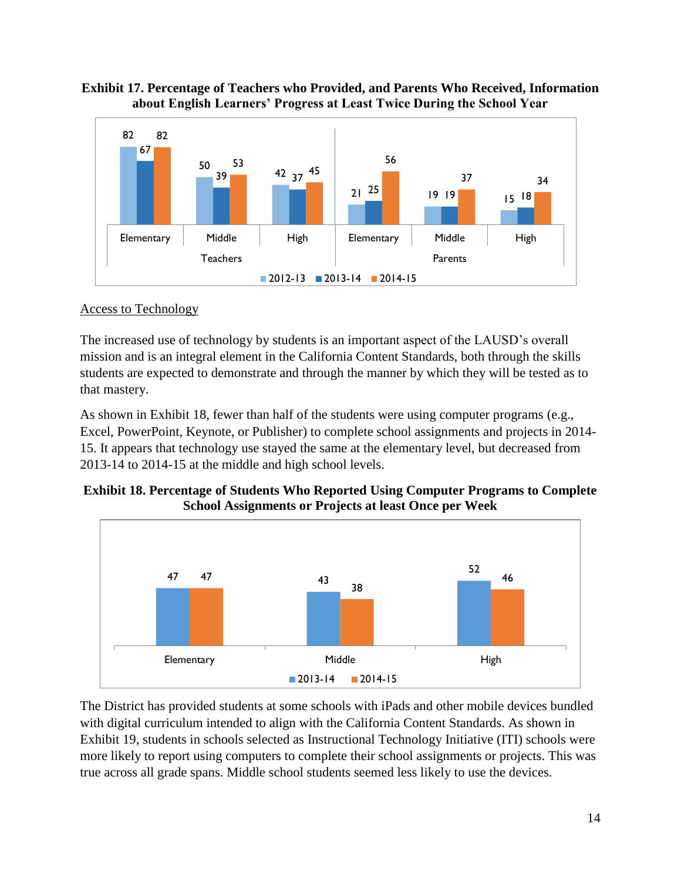**Exhibit 17. Percentage of Teachers who Provided, and Parents Who Received, Information about English Learners' Progress at Least Twice During the School Year**

| | | 2012-13 | 2013-14 | 2014-15 |
|---|---|---|---|---|
| Teachers | Elementary | 82 | 67 | 82 |
| | Middle | 50 | 39 | 53 |
| | High | 42 | 37 | 45 |
| Parents | Elementary | 21 | 25 | 56 |
| | Middle | 19 | 19 | 37 |
| | High | 15 | 18 | 34 |

Access to Technology

The increased use of technology by students is an important aspect of the LAUSD's overall mission and is an integral element in the California Content Standards, both through the skills students are expected to demonstrate and through the manner by which they will be tested as to that mastery.

As shown in Exhibit 18, fewer than half of the students were using computer programs (e.g., Excel, PowerPoint, Keynote, or Publisher) to complete school assignments and projects in 2014-15. It appears that technology use stayed the same at the elementary level, but decreased from 2013-14 to 2014-15 at the middle and high school levels.

**Exhibit 18. Percentage of Students Who Reported Using Computer Programs to Complete School Assignments or Projects at least Once per Week**

| | 2013-14 | 2014-15 |
|---|---|---|
| Elementary | 47 | 47 |
| Middle | 43 | 38 |
| High | 52 | 46 |

The District has provided students at some schools with iPads and other mobile devices bundled with digital curriculum intended to align with the California Content Standards. As shown in Exhibit 19, students in schools selected as Instructional Technology Initiative (ITI) schools were more likely to report using computers to complete their school assignments or projects. This was true across all grade spans. Middle school students seemed less likely to use the devices.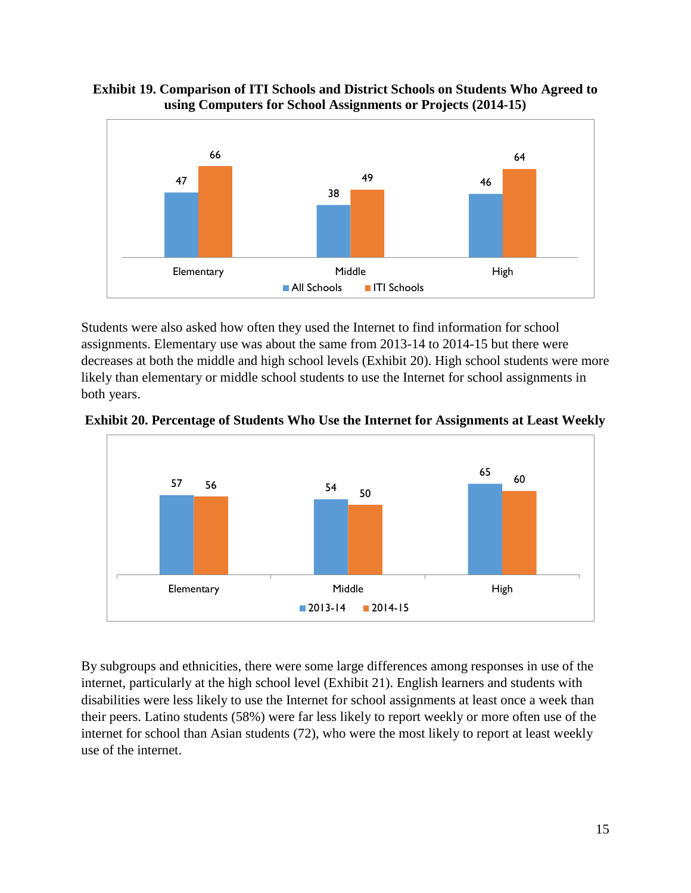**Exhibit 19. Comparison of ITI Schools and District Schools on Students Who Agreed to using Computers for School Assignments or Projects (2014-15)**

| | All Schools | ITI Schools |
|---|---|---|
| Elementary | 47 | 66 |
| Middle | 38 | 49 |
| High | 46 | 64 |

Students were also asked how often they used the Internet to find information for school assignments. Elementary use was about the same from 2013-14 to 2014-15 but there were decreases at both the middle and high school levels (Exhibit 20). High school students were more likely than elementary or middle school students to use the Internet for school assignments in both years.

**Exhibit 20. Percentage of Students Who Use the Internet for Assignments at Least Weekly**

| | 2013-14 | 2014-15 |
|---|---|---|
| Elementary | 57 | 56 |
| Middle | 54 | 50 |
| High | 65 | 60 |

By subgroups and ethnicities, there were some large differences among responses in use of the internet, particularly at the high school level (Exhibit 21). English learners and students with disabilities were less likely to use the Internet for school assignments at least once a week than their peers. Latino students (58%) were far less likely to report weekly or more often use of the internet for school than Asian students (72), who were the most likely to report at least weekly use of the internet.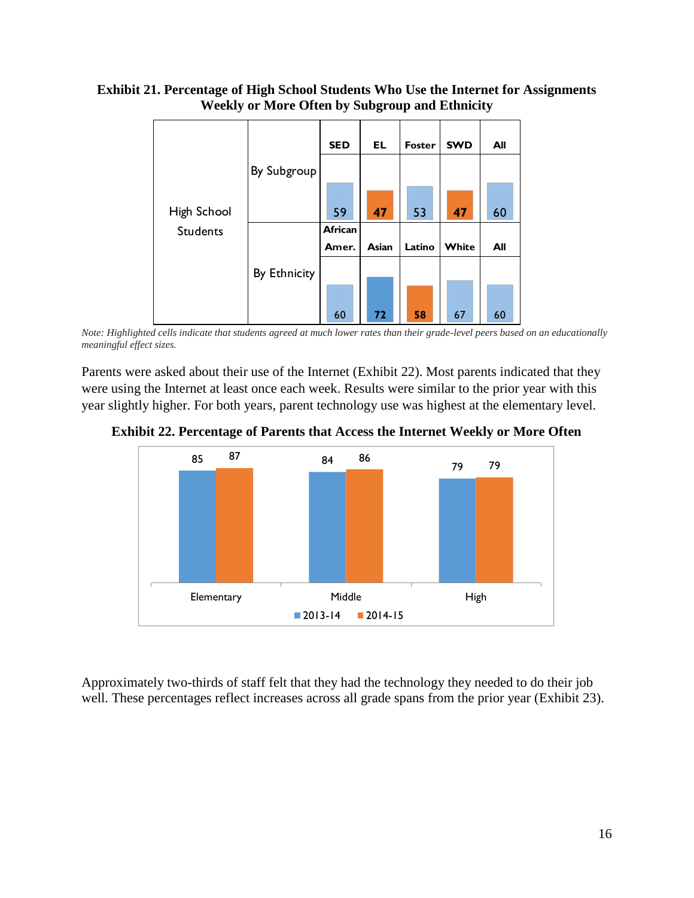**Exhibit 21. Percentage of High School Students Who Use the Internet for Assignments Weekly or More Often by Subgroup and Ethnicity**

| | | | | | | |
|---|---|---|---|---|---|---|
| High School Students | By Subgroup | SED | EL | Foster | SWD | All |
| | | 59 | **47** | 53 | **47** | 60 |
| | By Ethnicity | African Amer. | Asian | Latino | White | All |
| | | 60 | **72** | **58** | 67 | 60 |

*Note: Highlighted cells indicate that students agreed at much lower rates than their grade-level peers based on an educationally meaningful effect sizes.*

Parents were asked about their use of the Internet (Exhibit 22). Most parents indicated that they were using the Internet at least once each week. Results were similar to the prior year with this year slightly higher. For both years, parent technology use was highest at the elementary level.

**Exhibit 22. Percentage of Parents that Access the Internet Weekly or More Often**

| | 2013-14 | 2014-15 |
|---|---|---|
| Elementary | 85 | 87 |
| Middle | 84 | 86 |
| High | 79 | 79 |

Approximately two-thirds of staff felt that they had the technology they needed to do their job well. These percentages reflect increases across all grade spans from the prior year (Exhibit 23).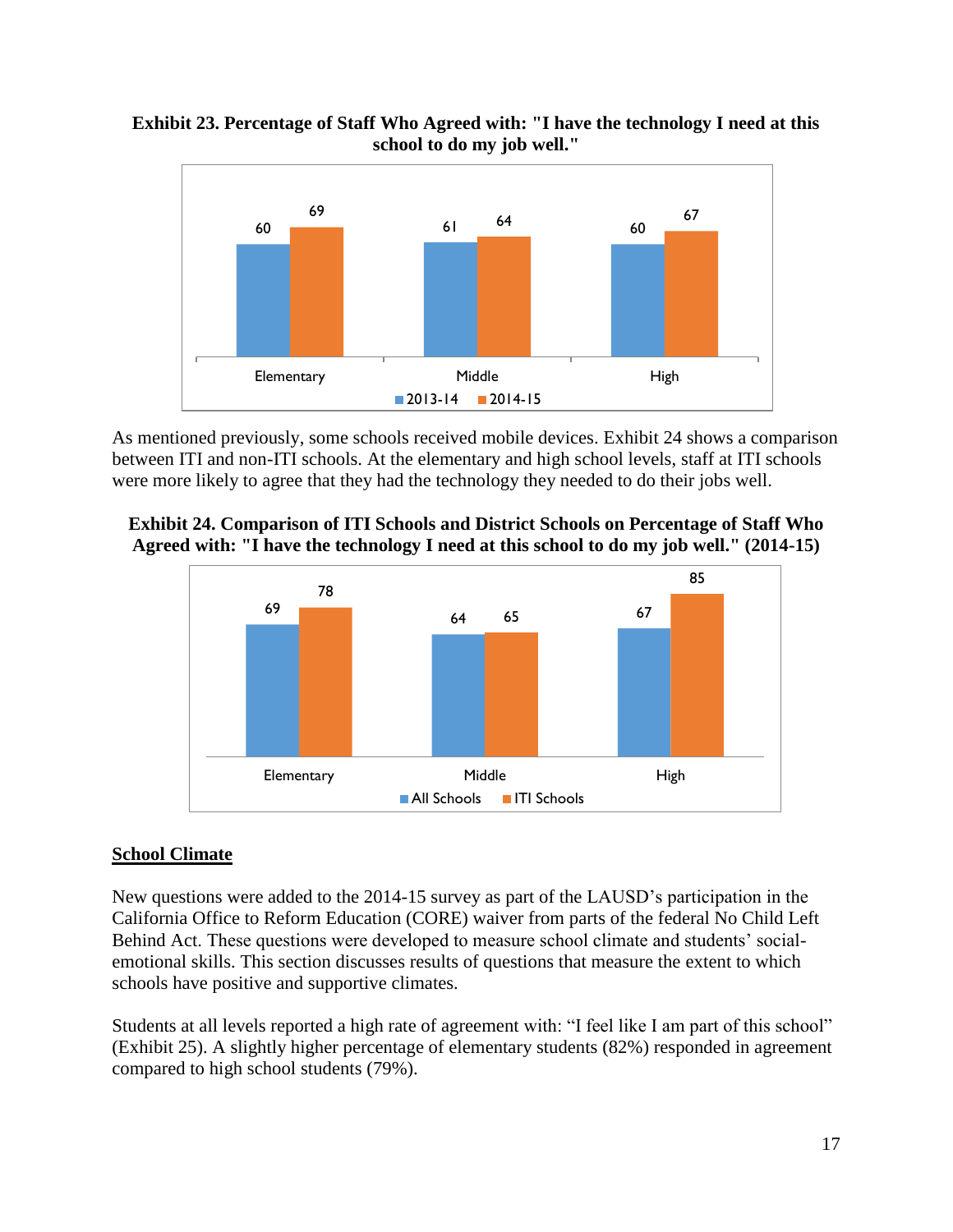**Exhibit 23. Percentage of Staff Who Agreed with: "I have the technology I need at this school to do my job well."**

| | 2013-14 | 2014-15 |
|---|---|---|
| Elementary | 60 | 69 |
| Middle | 61 | 64 |
| High | 60 | 67 |

As mentioned previously, some schools received mobile devices. Exhibit 24 shows a comparison between ITI and non-ITI schools. At the elementary and high school levels, staff at ITI schools were more likely to agree that they had the technology they needed to do their jobs well.

**Exhibit 24. Comparison of ITI Schools and District Schools on Percentage of Staff Who Agreed with: "I have the technology I need at this school to do my job well." (2014-15)**

| | All Schools | ITI Schools |
|---|---|---|
| Elementary | 69 | 78 |
| Middle | 64 | 65 |
| High | 67 | 85 |

## School Climate

New questions were added to the 2014-15 survey as part of the LAUSD's participation in the California Office to Reform Education (CORE) waiver from parts of the federal No Child Left Behind Act. These questions were developed to measure school climate and students' social-emotional skills. This section discusses results of questions that measure the extent to which schools have positive and supportive climates.

Students at all levels reported a high rate of agreement with: "I feel like I am part of this school" (Exhibit 25). A slightly higher percentage of elementary students (82%) responded in agreement compared to high school students (79%).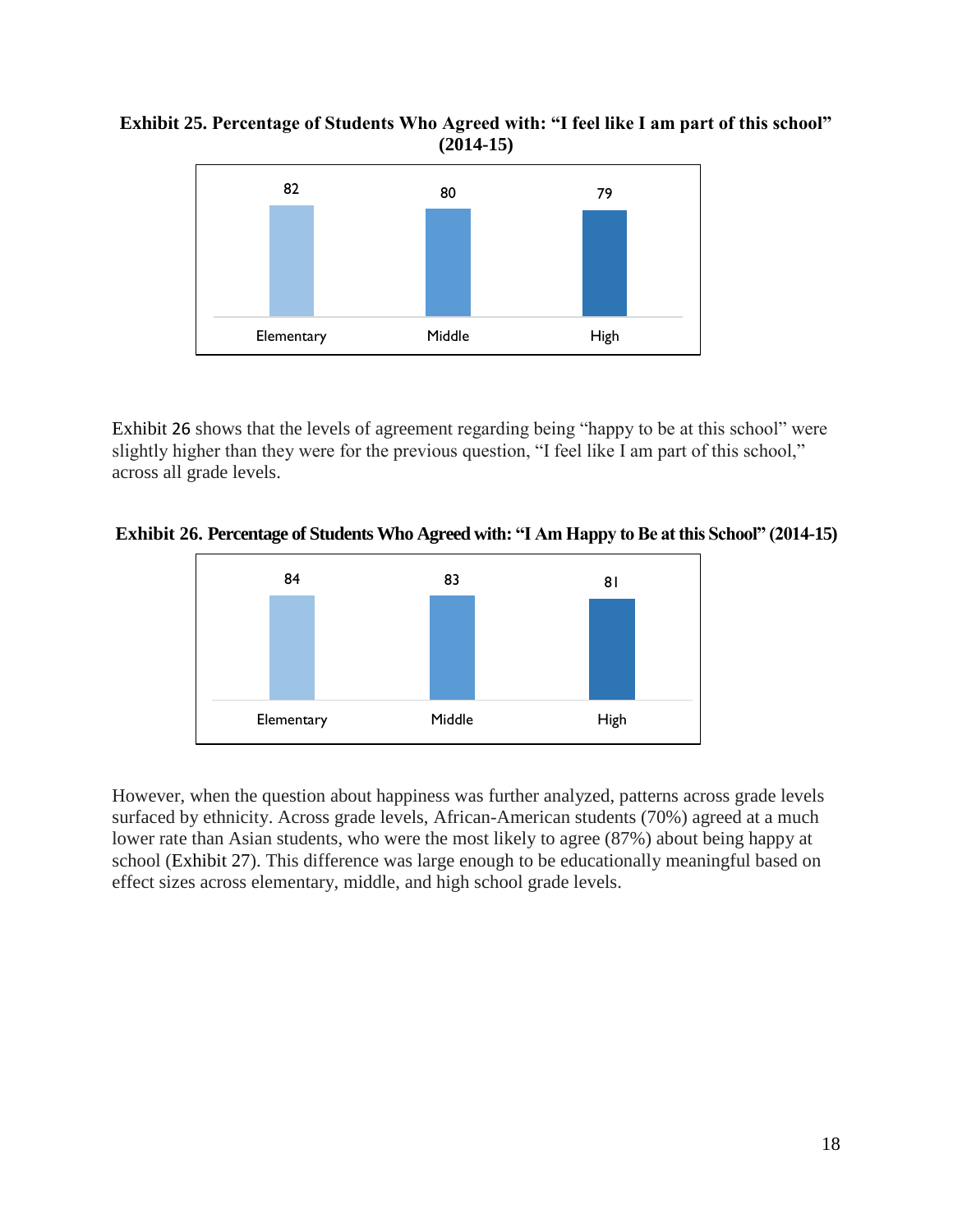**Exhibit 25. Percentage of Students Who Agreed with: "I feel like I am part of this school" (2014-15)**

| Elementary | Middle | High |
|---|---|---|
| 82 | 80 | 79 |

Exhibit 26 shows that the levels of agreement regarding being "happy to be at this school" were slightly higher than they were for the previous question, "I feel like I am part of this school," across all grade levels.

**Exhibit 26. Percentage of Students Who Agreed with: "I Am Happy to Be at this School" (2014-15)**

| Elementary | Middle | High |
|---|---|---|
| 84 | 83 | 81 |

However, when the question about happiness was further analyzed, patterns across grade levels surfaced by ethnicity. Across grade levels, African-American students (70%) agreed at a much lower rate than Asian students, who were the most likely to agree (87%) about being happy at school (Exhibit 27). This difference was large enough to be educationally meaningful based on effect sizes across elementary, middle, and high school grade levels.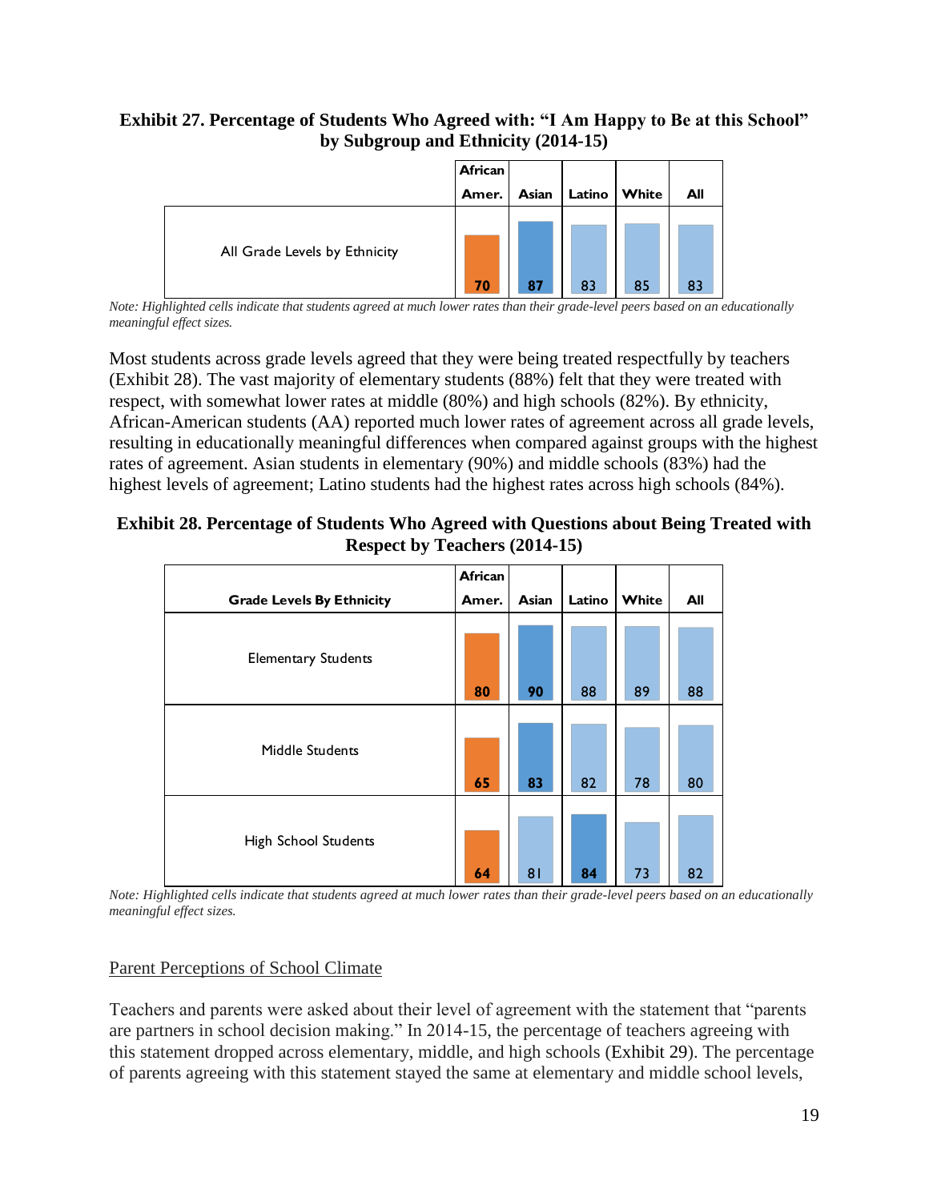**Exhibit 27. Percentage of Students Who Agreed with: "I Am Happy to Be at this School" by Subgroup and Ethnicity (2014-15)**

| | African Amer. | Asian | Latino | White | All |
|---|---|---|---|---|---|
| All Grade Levels by Ethnicity | 70 | 87 | 83 | 85 | 83 |

*Note: Highlighted cells indicate that students agreed at much lower rates than their grade-level peers based on an educationally meaningful effect sizes.*

Most students across grade levels agreed that they were being treated respectfully by teachers (Exhibit 28). The vast majority of elementary students (88%) felt that they were treated with respect, with somewhat lower rates at middle (80%) and high schools (82%). By ethnicity, African-American students (AA) reported much lower rates of agreement across all grade levels, resulting in educationally meaningful differences when compared against groups with the highest rates of agreement. Asian students in elementary (90%) and middle schools (83%) had the highest levels of agreement; Latino students had the highest rates across high schools (84%).

**Exhibit 28. Percentage of Students Who Agreed with Questions about Being Treated with Respect by Teachers (2014-15)**

| Grade Levels By Ethnicity | African Amer. | Asian | Latino | White | All |
|---|---|---|---|---|---|
| Elementary Students | 80 | 90 | 88 | 89 | 88 |
| Middle Students | 65 | 83 | 82 | 78 | 80 |
| High School Students | 64 | 81 | 84 | 73 | 82 |

*Note: Highlighted cells indicate that students agreed at much lower rates than their grade-level peers based on an educationally meaningful effect sizes.*

Parent Perceptions of School Climate

Teachers and parents were asked about their level of agreement with the statement that "parents are partners in school decision making." In 2014-15, the percentage of teachers agreeing with this statement dropped across elementary, middle, and high schools (Exhibit 29). The percentage of parents agreeing with this statement stayed the same at elementary and middle school levels,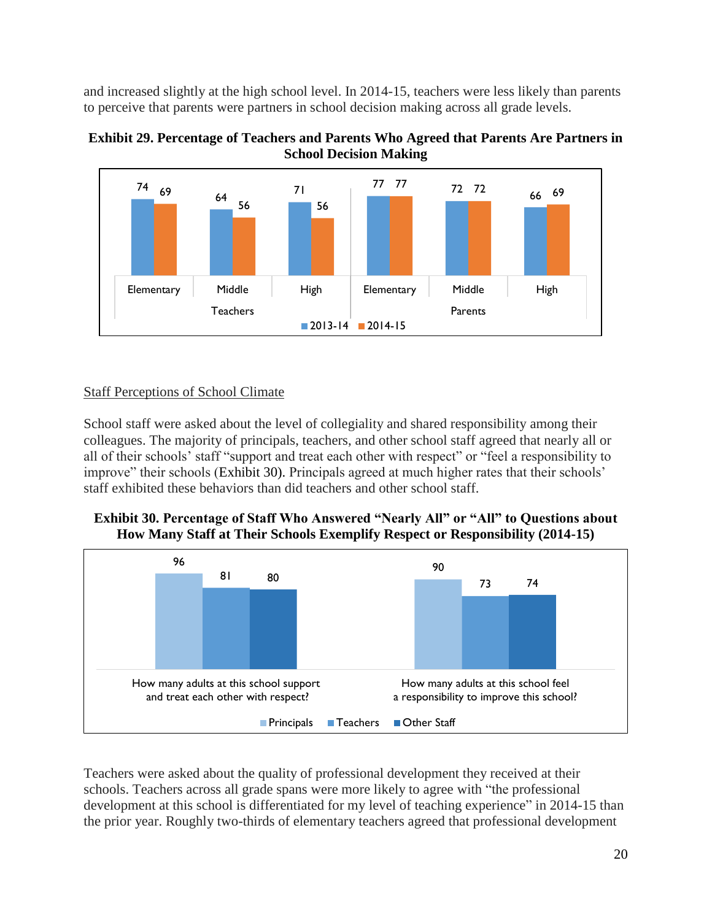and increased slightly at the high school level. In 2014-15, teachers were less likely than parents to perceive that parents were partners in school decision making across all grade levels.

**Exhibit 29. Percentage of Teachers and Parents Who Agreed that Parents Are Partners in School Decision Making**

| Group | Level | 2013-14 | 2014-15 |
|---|---|---|---|
| Teachers | Elementary | 74 | 69 |
| Teachers | Middle | 64 | 56 |
| Teachers | High | 71 | 56 |
| Parents | Elementary | 77 | 77 |
| Parents | Middle | 72 | 72 |
| Parents | High | 66 | 69 |

Staff Perceptions of School Climate

School staff were asked about the level of collegiality and shared responsibility among their colleagues. The majority of principals, teachers, and other school staff agreed that nearly all or all of their schools' staff "support and treat each other with respect" or "feel a responsibility to improve" their schools (Exhibit 30). Principals agreed at much higher rates that their schools' staff exhibited these behaviors than did teachers and other school staff.

**Exhibit 30. Percentage of Staff Who Answered "Nearly All" or "All" to Questions about How Many Staff at Their Schools Exemplify Respect or Responsibility (2014-15)**

| Question | Principals | Teachers | Other Staff |
|---|---|---|---|
| How many adults at this school support and treat each other with respect? | 96 | 81 | 80 |
| How many adults at this school feel a responsibility to improve this school? | 90 | 73 | 74 |

Teachers were asked about the quality of professional development they received at their schools. Teachers across all grade spans were more likely to agree with "the professional development at this school is differentiated for my level of teaching experience" in 2014-15 than the prior year. Roughly two-thirds of elementary teachers agreed that professional development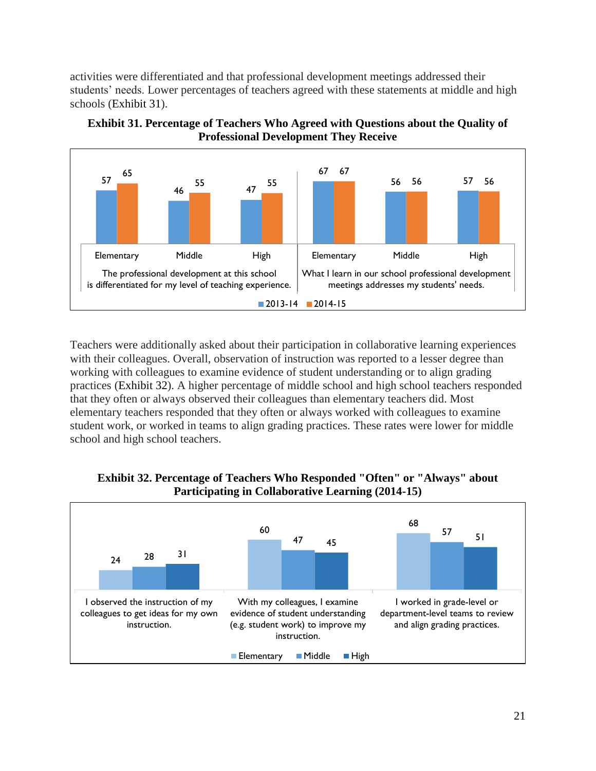activities were differentiated and that professional development meetings addressed their students' needs. Lower percentages of teachers agreed with these statements at middle and high schools (Exhibit 31).

**Exhibit 31. Percentage of Teachers Who Agreed with Questions about the Quality of Professional Development They Receive**

| Statement | School Level | 2013-14 | 2014-15 |
| --- | --- | --- | --- |
| The professional development at this school is differentiated for my level of teaching experience. | Elementary | 57 | 65 |
| | Middle | 46 | 55 |
| | High | 47 | 55 |
| What I learn in our school professional development meetings addresses my students' needs. | Elementary | 67 | 67 |
| | Middle | 56 | 56 |
| | High | 57 | 56 |

Teachers were additionally asked about their participation in collaborative learning experiences with their colleagues. Overall, observation of instruction was reported to a lesser degree than working with colleagues to examine evidence of student understanding or to align grading practices (Exhibit 32). A higher percentage of middle school and high school teachers responded that they often or always observed their colleagues than elementary teachers did. Most elementary teachers responded that they often or always worked with colleagues to examine student work, or worked in teams to align grading practices. These rates were lower for middle school and high school teachers.

**Exhibit 32. Percentage of Teachers Who Responded "Often" or "Always" about Participating in Collaborative Learning (2014-15)**

| Statement | Elementary | Middle | High |
| --- | --- | --- | --- |
| I observed the instruction of my colleagues to get ideas for my own instruction. | 24 | 28 | 31 |
| With my colleagues, I examine evidence of student understanding (e.g. student work) to improve my instruction. | 60 | 47 | 45 |
| I worked in grade-level or department-level teams to review and align grading practices. | 68 | 57 | 51 |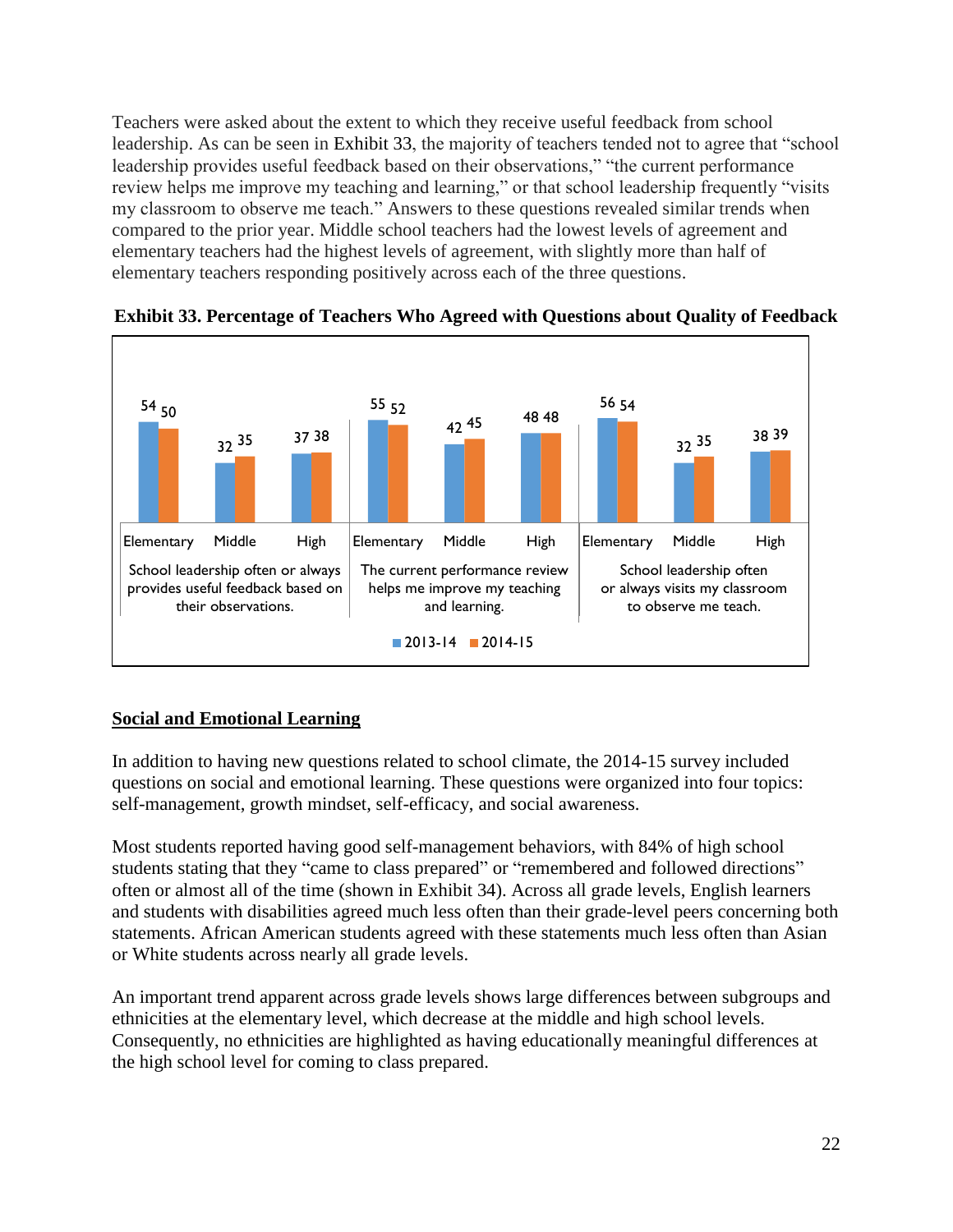Teachers were asked about the extent to which they receive useful feedback from school leadership. As can be seen in Exhibit 33, the majority of teachers tended not to agree that "school leadership provides useful feedback based on their observations," "the current performance review helps me improve my teaching and learning," or that school leadership frequently "visits my classroom to observe me teach." Answers to these questions revealed similar trends when compared to the prior year. Middle school teachers had the lowest levels of agreement and elementary teachers had the highest levels of agreement, with slightly more than half of elementary teachers responding positively across each of the three questions.

**Exhibit 33. Percentage of Teachers Who Agreed with Questions about Quality of Feedback**

| Question | Level | 2013-14 | 2014-15 |
|---|---|---|---|
| School leadership often or always provides useful feedback based on their observations. | Elementary | 54 | 50 |
| | Middle | 32 | 35 |
| | High | 37 | 38 |
| The current performance review helps me improve my teaching and learning. | Elementary | 55 | 52 |
| | Middle | 42 | 45 |
| | High | 48 | 48 |
| School leadership often or always visits my classroom to observe me teach. | Elementary | 56 | 54 |
| | Middle | 32 | 35 |
| | High | 38 | 39 |

## Social and Emotional Learning

In addition to having new questions related to school climate, the 2014-15 survey included questions on social and emotional learning. These questions were organized into four topics: self-management, growth mindset, self-efficacy, and social awareness.

Most students reported having good self-management behaviors, with 84% of high school students stating that they "came to class prepared" or "remembered and followed directions" often or almost all of the time (shown in Exhibit 34). Across all grade levels, English learners and students with disabilities agreed much less often than their grade-level peers concerning both statements. African American students agreed with these statements much less often than Asian or White students across nearly all grade levels.

An important trend apparent across grade levels shows large differences between subgroups and ethnicities at the elementary level, which decrease at the middle and high school levels. Consequently, no ethnicities are highlighted as having educationally meaningful differences at the high school level for coming to class prepared.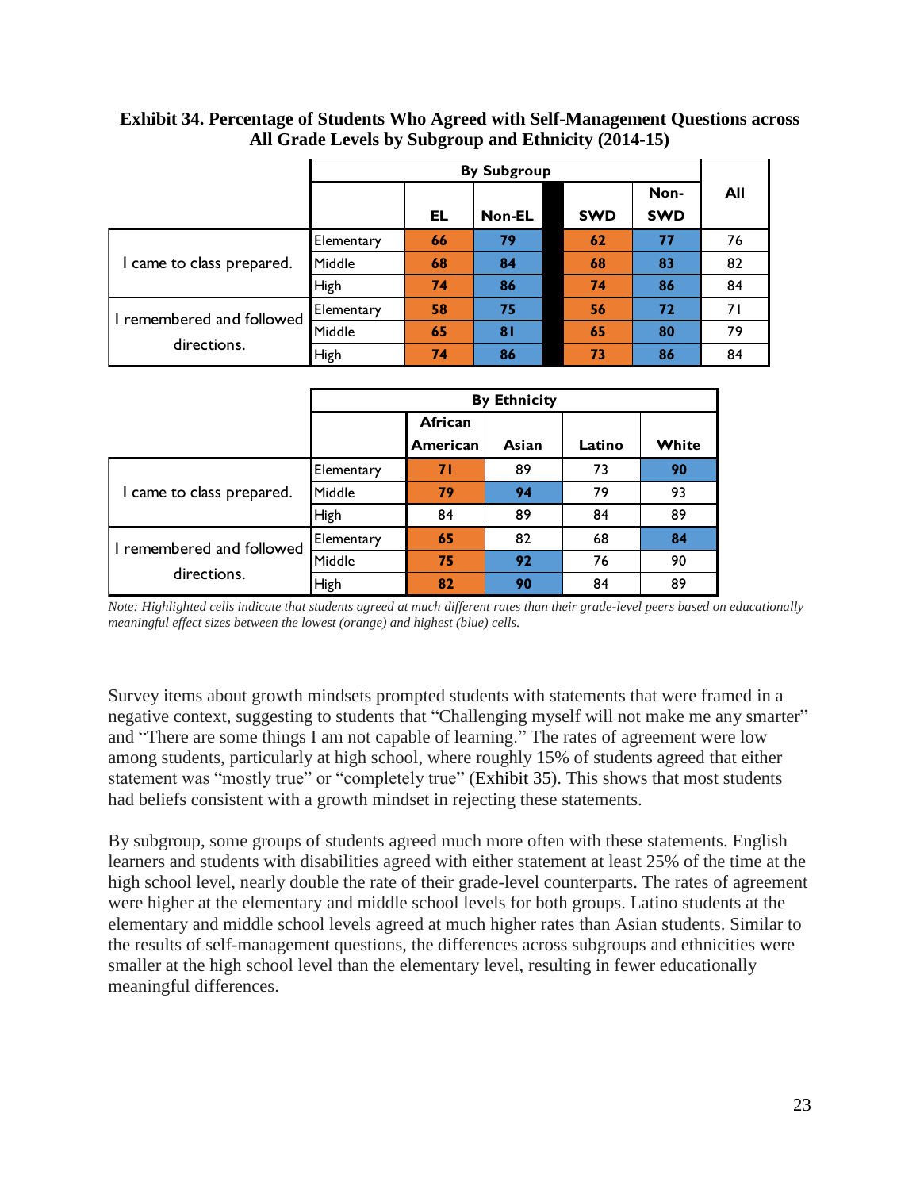**Exhibit 34. Percentage of Students Who Agreed with Self-Management Questions across All Grade Levels by Subgroup and Ethnicity (2014-15)**

| | | By Subgroup | | | | All |
|---|---|---|---|---|---|---|
| | | EL | Non-EL | SWD | Non-SWD | |
| I came to class prepared. | Elementary | 66 | 79 | 62 | 77 | 76 |
| | Middle | 68 | 84 | 68 | 83 | 82 |
| | High | 74 | 86 | 74 | 86 | 84 |
| I remembered and followed directions. | Elementary | 58 | 75 | 56 | 72 | 71 |
| | Middle | 65 | 81 | 65 | 80 | 79 |
| | High | 74 | 86 | 73 | 86 | 84 |

| | | By Ethnicity | | | |
|---|---|---|---|---|---|
| | | African American | Asian | Latino | White |
| I came to class prepared. | Elementary | 71 | 89 | 73 | 90 |
| | Middle | 79 | 94 | 79 | 93 |
| | High | 84 | 89 | 84 | 89 |
| I remembered and followed directions. | Elementary | 65 | 82 | 68 | 84 |
| | Middle | 75 | 92 | 76 | 90 |
| | High | 82 | 90 | 84 | 89 |

*Note: Highlighted cells indicate that students agreed at much different rates than their grade-level peers based on educationally meaningful effect sizes between the lowest (orange) and highest (blue) cells.*

Survey items about growth mindsets prompted students with statements that were framed in a negative context, suggesting to students that "Challenging myself will not make me any smarter" and "There are some things I am not capable of learning." The rates of agreement were low among students, particularly at high school, where roughly 15% of students agreed that either statement was "mostly true" or "completely true" (Exhibit 35). This shows that most students had beliefs consistent with a growth mindset in rejecting these statements.

By subgroup, some groups of students agreed much more often with these statements. English learners and students with disabilities agreed with either statement at least 25% of the time at the high school level, nearly double the rate of their grade-level counterparts. The rates of agreement were higher at the elementary and middle school levels for both groups. Latino students at the elementary and middle school levels agreed at much higher rates than Asian students. Similar to the results of self-management questions, the differences across subgroups and ethnicities were smaller at the high school level than the elementary level, resulting in fewer educationally meaningful differences.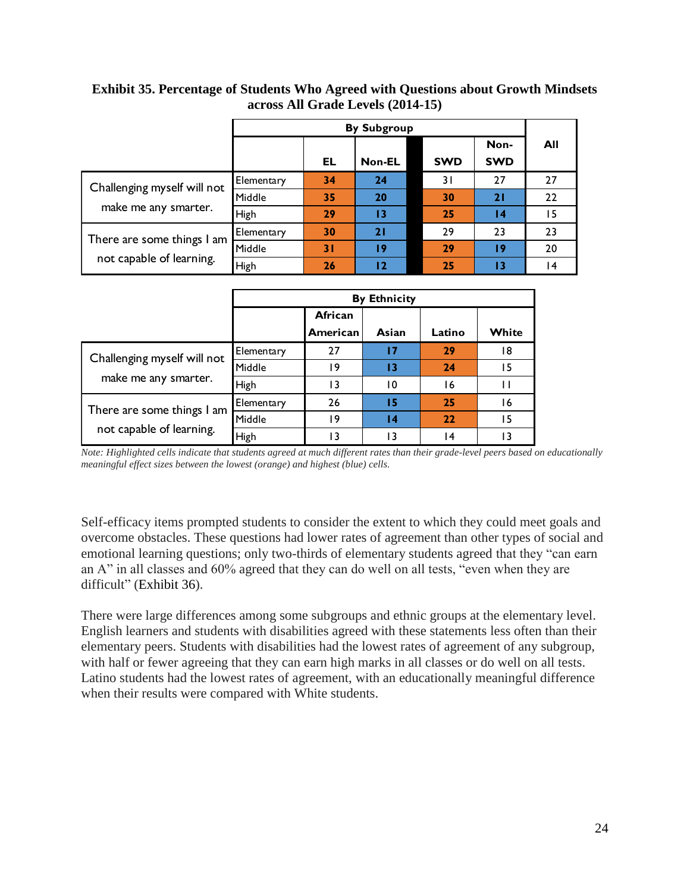**Exhibit 35. Percentage of Students Who Agreed with Questions about Growth Mindsets across All Grade Levels (2014-15)**

| | | By Subgroup | | | | All |
|---|---|---|---|---|---|---|
| | | EL | Non-EL | SWD | Non-SWD | |
| Challenging myself will not make me any smarter. | Elementary | **34** | **24** | 31 | 27 | 27 |
| | Middle | **35** | **20** | **30** | **21** | 22 |
| | High | **29** | **13** | **25** | **14** | 15 |
| There are some things I am not capable of learning. | Elementary | **30** | **21** | 29 | 23 | 23 |
| | Middle | **31** | **19** | **29** | **19** | 20 |
| | High | **26** | **12** | **25** | **13** | 14 |

| | | By Ethnicity | | | |
|---|---|---|---|---|---|
| | | African American | Asian | Latino | White |
| Challenging myself will not make me any smarter. | Elementary | 27 | **17** | **29** | 18 |
| | Middle | 19 | **13** | **24** | 15 |
| | High | 13 | 10 | 16 | 11 |
| There are some things I am not capable of learning. | Elementary | 26 | **15** | **25** | 16 |
| | Middle | 19 | **14** | **22** | 15 |
| | High | 13 | 13 | 14 | 13 |

*Note: Highlighted cells indicate that students agreed at much different rates than their grade-level peers based on educationally meaningful effect sizes between the lowest (orange) and highest (blue) cells.*

Self-efficacy items prompted students to consider the extent to which they could meet goals and overcome obstacles. These questions had lower rates of agreement than other types of social and emotional learning questions; only two-thirds of elementary students agreed that they "can earn an A" in all classes and 60% agreed that they can do well on all tests, "even when they are difficult" (Exhibit 36).

There were large differences among some subgroups and ethnic groups at the elementary level. English learners and students with disabilities agreed with these statements less often than their elementary peers. Students with disabilities had the lowest rates of agreement of any subgroup, with half or fewer agreeing that they can earn high marks in all classes or do well on all tests. Latino students had the lowest rates of agreement, with an educationally meaningful difference when their results were compared with White students.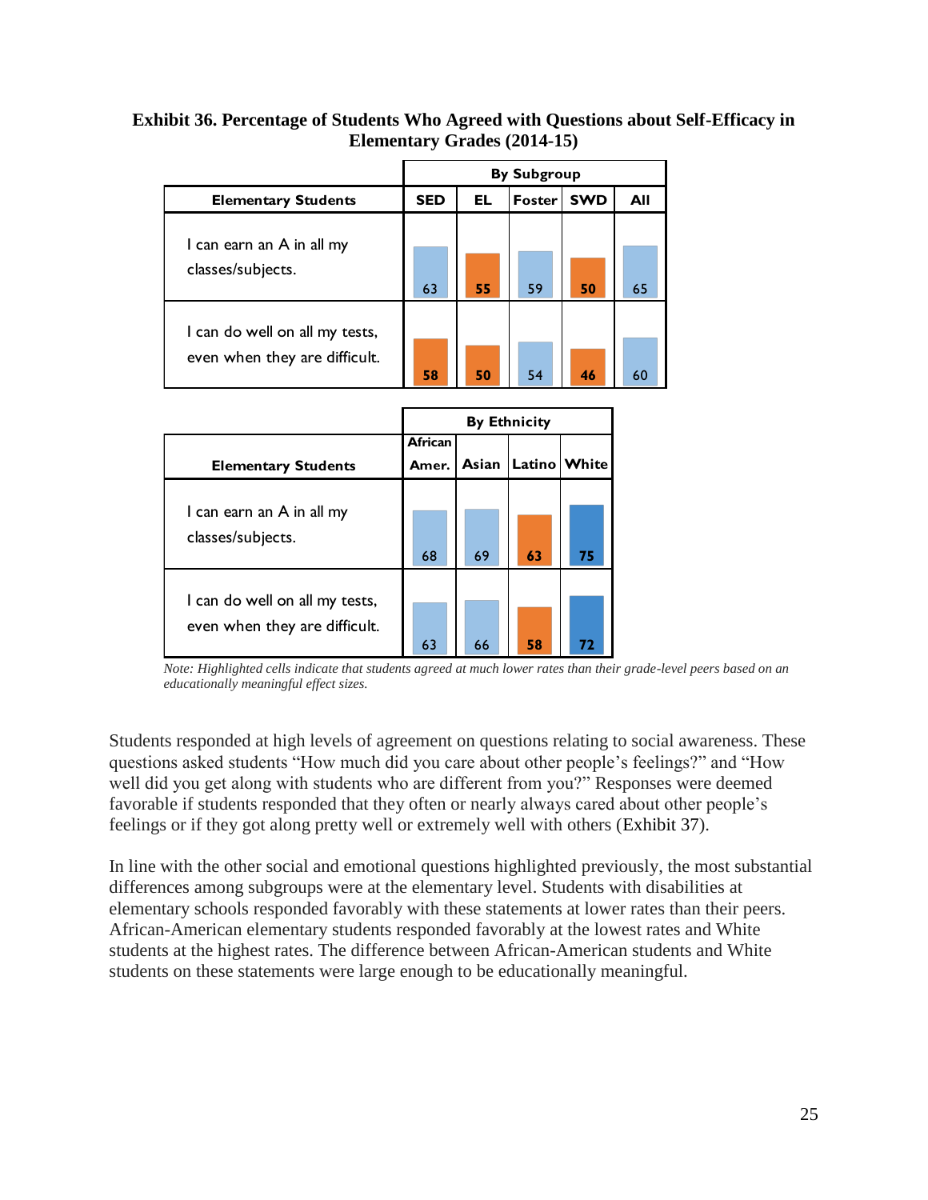**Exhibit 36. Percentage of Students Who Agreed with Questions about Self-Efficacy in Elementary Grades (2014-15)**

| | By Subgroup | | | | |
|---|---|---|---|---|---|
| **Elementary Students** | **SED** | **EL** | **Foster** | **SWD** | **All** |
| I can earn an A in all my classes/subjects. | 63 | **55** | 59 | **50** | 65 |
| I can do well on all my tests, even when they are difficult. | **58** | **50** | 54 | **46** | 60 |

| | By Ethnicity | | | |
|---|---|---|---|---|
| **Elementary Students** | **African Amer.** | **Asian** | **Latino** | **White** |
| I can earn an A in all my classes/subjects. | 68 | 69 | **63** | **75** |
| I can do well on all my tests, even when they are difficult. | 63 | 66 | **58** | **72** |

*Note: Highlighted cells indicate that students agreed at much lower rates than their grade-level peers based on an educationally meaningful effect sizes.*

Students responded at high levels of agreement on questions relating to social awareness. These questions asked students "How much did you care about other people's feelings?" and "How well did you get along with students who are different from you?" Responses were deemed favorable if students responded that they often or nearly always cared about other people's feelings or if they got along pretty well or extremely well with others (Exhibit 37).

In line with the other social and emotional questions highlighted previously, the most substantial differences among subgroups were at the elementary level. Students with disabilities at elementary schools responded favorably with these statements at lower rates than their peers. African-American elementary students responded favorably at the lowest rates and White students at the highest rates. The difference between African-American students and White students on these statements were large enough to be educationally meaningful.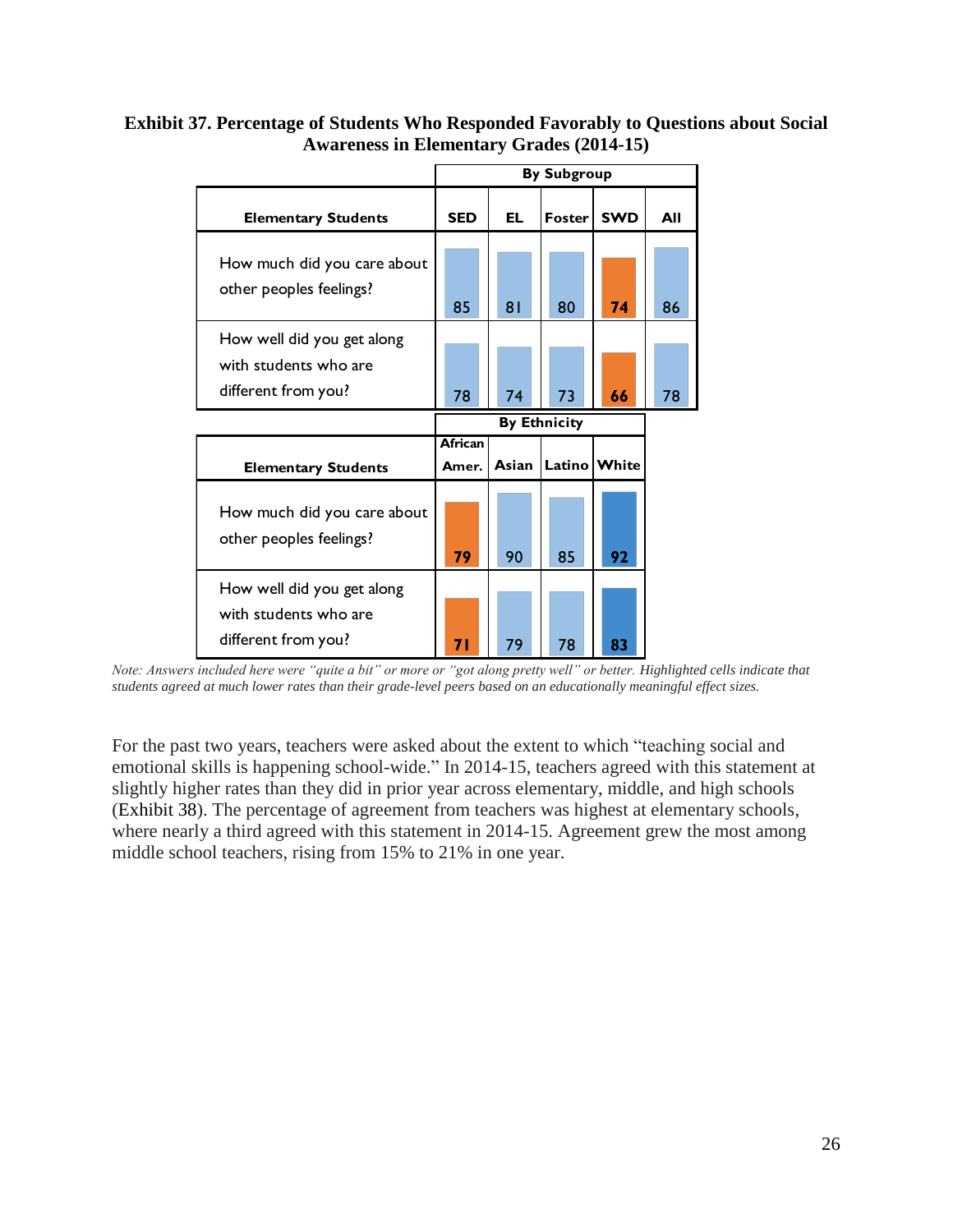**Exhibit 37. Percentage of Students Who Responded Favorably to Questions about Social Awareness in Elementary Grades (2014-15)**

| Elementary Students | By Subgroup | | | | |
|---|---|---|---|---|---|
| | SED | EL | Foster | SWD | All |
| How much did you care about other peoples feelings? | 85 | 81 | 80 | **74** | 86 |
| How well did you get along with students who are different from you? | 78 | 74 | 73 | **66** | 78 |

| Elementary Students | By Ethnicity | | | |
|---|---|---|---|---|
| | African Amer. | Asian | Latino | White |
| How much did you care about other peoples feelings? | **79** | 90 | 85 | **92** |
| How well did you get along with students who are different from you? | **71** | 79 | 78 | **83** |

*Note: Answers included here were "quite a bit" or more or "got along pretty well" or better. Highlighted cells indicate that students agreed at much lower rates than their grade-level peers based on an educationally meaningful effect sizes.*

For the past two years, teachers were asked about the extent to which "teaching social and emotional skills is happening school-wide." In 2014-15, teachers agreed with this statement at slightly higher rates than they did in prior year across elementary, middle, and high schools (Exhibit 38). The percentage of agreement from teachers was highest at elementary schools, where nearly a third agreed with this statement in 2014-15. Agreement grew the most among middle school teachers, rising from 15% to 21% in one year.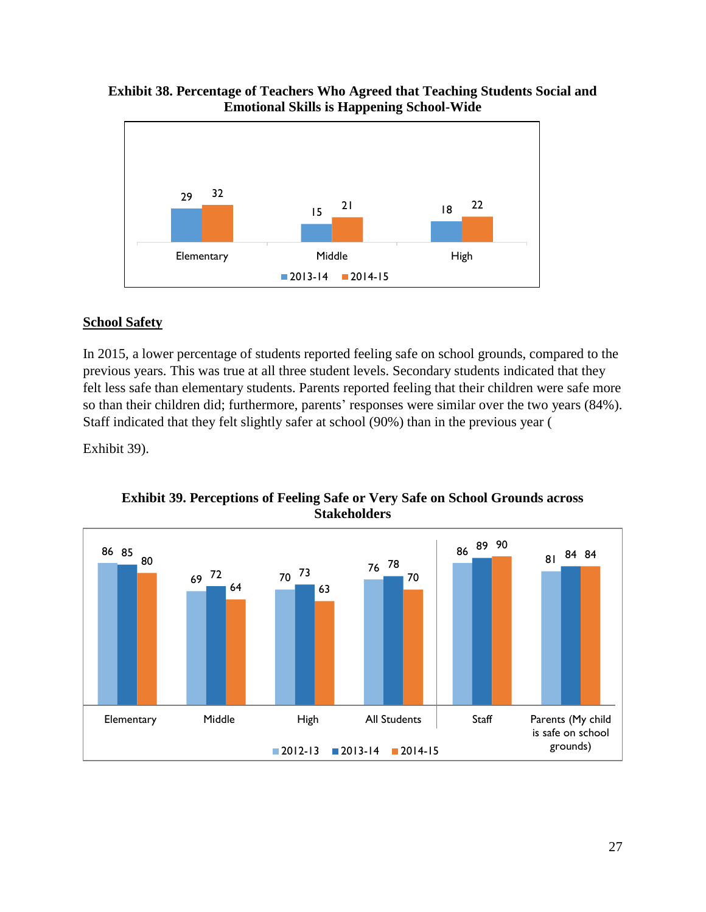**Exhibit 38. Percentage of Teachers Who Agreed that Teaching Students Social and Emotional Skills is Happening School-Wide**

| | 2013-14 | 2014-15 |
|---|---|---|
| Elementary | 29 | 32 |
| Middle | 15 | 21 |
| High | 18 | 22 |

## School Safety

In 2015, a lower percentage of students reported feeling safe on school grounds, compared to the previous years. This was true at all three student levels. Secondary students indicated that they felt less safe than elementary students. Parents reported feeling that their children were safe more so than their children did; furthermore, parents' responses were similar over the two years (84%). Staff indicated that they felt slightly safer at school (90%) than in the previous year (

Exhibit 39).

**Exhibit 39. Perceptions of Feeling Safe or Very Safe on School Grounds across Stakeholders**

| | 2012-13 | 2013-14 | 2014-15 |
|---|---|---|---|
| Elementary | 86 | 85 | 80 |
| Middle | 69 | 72 | 64 |
| High | 70 | 73 | 63 |
| All Students | 76 | 78 | 70 |
| Staff | 86 | 89 | 90 |
| Parents (My child is safe on school grounds) | 81 | 84 | 84 |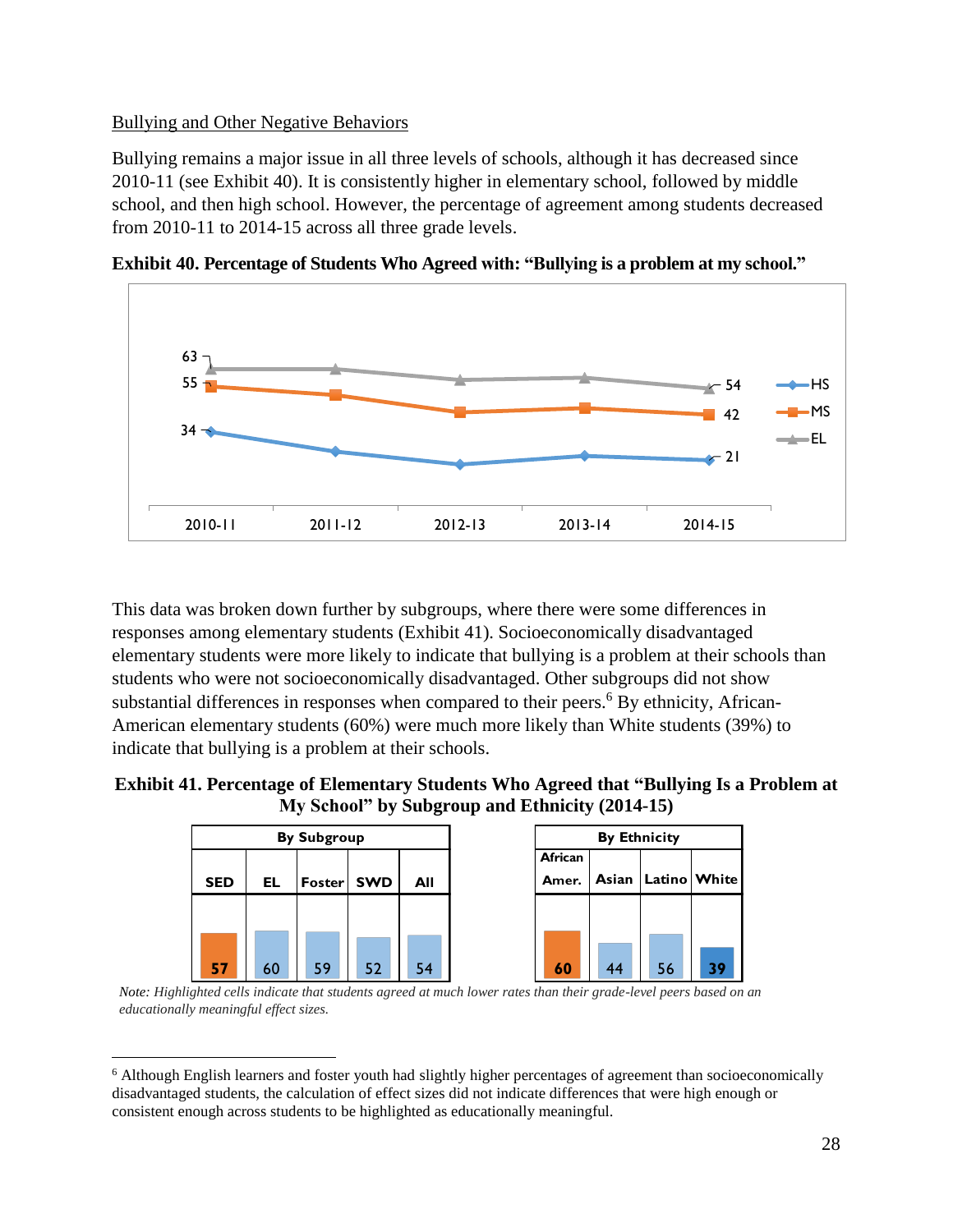Bullying and Other Negative Behaviors

Bullying remains a major issue in all three levels of schools, although it has decreased since 2010-11 (see Exhibit 40). It is consistently higher in elementary school, followed by middle school, and then high school. However, the percentage of agreement among students decreased from 2010-11 to 2014-15 across all three grade levels.

**Exhibit 40. Percentage of Students Who Agreed with: "Bullying is a problem at my school."**

| | 2010-11 | 2011-12 | 2012-13 | 2013-14 | 2014-15 |
|---|---|---|---|---|---|
| HS | 34 | | | | 21 |
| MS | 55 | | | | 42 |
| EL | 63 | | | | 54 |

This data was broken down further by subgroups, where there were some differences in responses among elementary students (Exhibit 41). Socioeconomically disadvantaged elementary students were more likely to indicate that bullying is a problem at their schools than students who were not socioeconomically disadvantaged. Other subgroups did not show substantial differences in responses when compared to their peers.[6] By ethnicity, African-American elementary students (60%) were much more likely than White students (39%) to indicate that bullying is a problem at their schools.

**Exhibit 41. Percentage of Elementary Students Who Agreed that "Bullying Is a Problem at My School" by Subgroup and Ethnicity (2014-15)**

| By Subgroup | | | | |
|---|---|---|---|---|
| SED | EL | Foster | SWD | All |
| 57 | 60 | 59 | 52 | 54 |

| By Ethnicity | | | |
|---|---|---|---|
| African Amer. | Asian | Latino | White |
| 60 | 44 | 56 | 39 |

*Note: Highlighted cells indicate that students agreed at much lower rates than their grade-level peers based on an educationally meaningful effect sizes.*

[6] Although English learners and foster youth had slightly higher percentages of agreement than socioeconomically disadvantaged students, the calculation of effect sizes did not indicate differences that were high enough or consistent enough across students to be highlighted as educationally meaningful.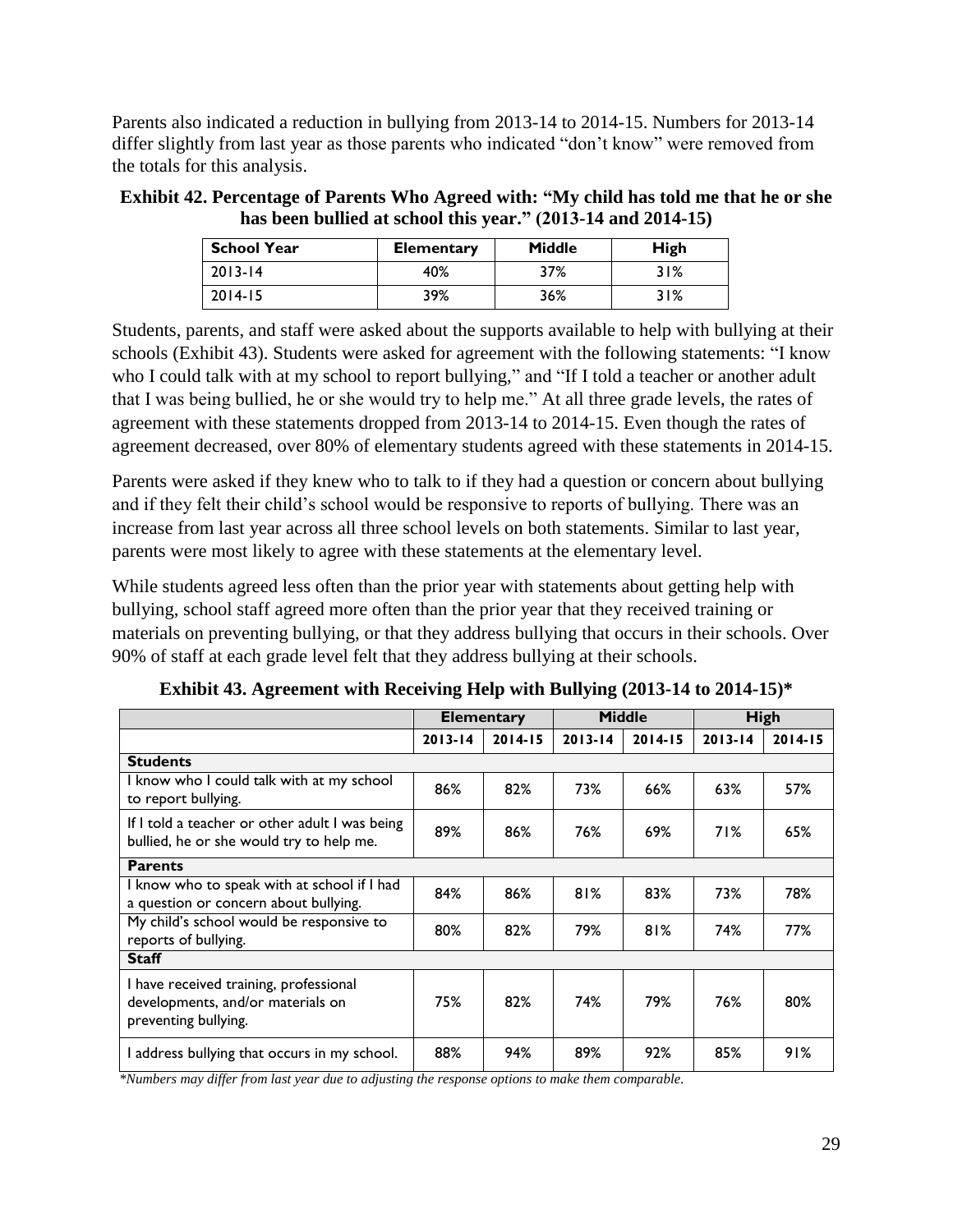Parents also indicated a reduction in bullying from 2013-14 to 2014-15. Numbers for 2013-14 differ slightly from last year as those parents who indicated "don't know" were removed from the totals for this analysis.

**Exhibit 42. Percentage of Parents Who Agreed with: "My child has told me that he or she has been bullied at school this year." (2013-14 and 2014-15)**

| School Year | Elementary | Middle | High |
|---|---|---|---|
| 2013-14 | 40% | 37% | 31% |
| 2014-15 | 39% | 36% | 31% |

Students, parents, and staff were asked about the supports available to help with bullying at their schools (Exhibit 43). Students were asked for agreement with the following statements: "I know who I could talk with at my school to report bullying," and "If I told a teacher or another adult that I was being bullied, he or she would try to help me." At all three grade levels, the rates of agreement with these statements dropped from 2013-14 to 2014-15. Even though the rates of agreement decreased, over 80% of elementary students agreed with these statements in 2014-15.

Parents were asked if they knew who to talk to if they had a question or concern about bullying and if they felt their child's school would be responsive to reports of bullying. There was an increase from last year across all three school levels on both statements. Similar to last year, parents were most likely to agree with these statements at the elementary level.

While students agreed less often than the prior year with statements about getting help with bullying, school staff agreed more often than the prior year that they received training or materials on preventing bullying, or that they address bullying that occurs in their schools. Over 90% of staff at each grade level felt that they address bullying at their schools.

**Exhibit 43. Agreement with Receiving Help with Bullying (2013-14 to 2014-15)\***

| | Elementary | | Middle | | High | |
|---|---|---|---|---|---|---|
| | 2013-14 | 2014-15 | 2013-14 | 2014-15 | 2013-14 | 2014-15 |
| **Students** | | | | | | |
| I know who I could talk with at my school to report bullying. | 86% | 82% | 73% | 66% | 63% | 57% |
| If I told a teacher or other adult I was being bullied, he or she would try to help me. | 89% | 86% | 76% | 69% | 71% | 65% |
| **Parents** | | | | | | |
| I know who to speak with at school if I had a question or concern about bullying. | 84% | 86% | 81% | 83% | 73% | 78% |
| My child's school would be responsive to reports of bullying. | 80% | 82% | 79% | 81% | 74% | 77% |
| **Staff** | | | | | | |
| I have received training, professional developments, and/or materials on preventing bullying. | 75% | 82% | 74% | 79% | 76% | 80% |
| I address bullying that occurs in my school. | 88% | 94% | 89% | 92% | 85% | 91% |

*\*Numbers may differ from last year due to adjusting the response options to make them comparable.*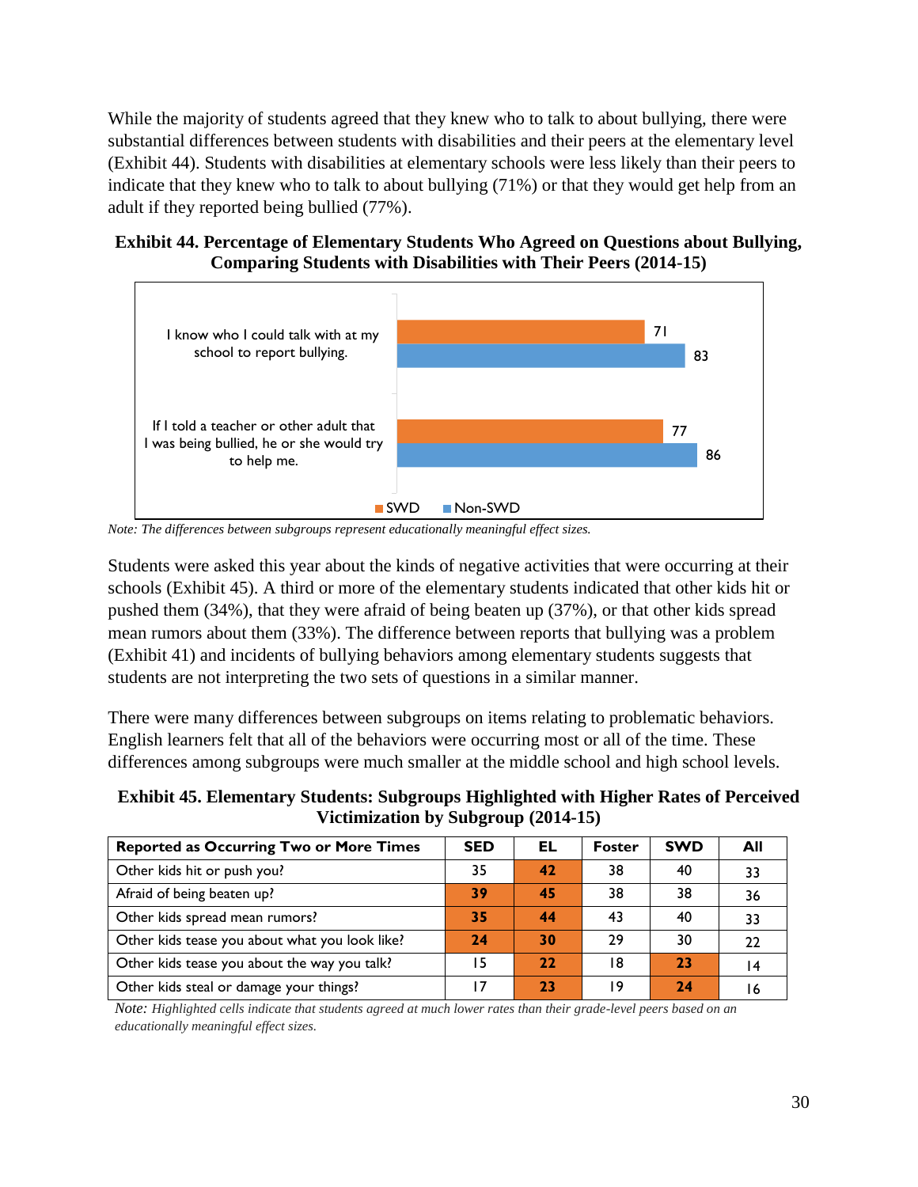While the majority of students agreed that they knew who to talk to about bullying, there were substantial differences between students with disabilities and their peers at the elementary level (Exhibit 44). Students with disabilities at elementary schools were less likely than their peers to indicate that they knew who to talk to about bullying (71%) or that they would get help from an adult if they reported being bullied (77%).

**Exhibit 44. Percentage of Elementary Students Who Agreed on Questions about Bullying, Comparing Students with Disabilities with Their Peers (2014-15)**

| | SWD | Non-SWD |
|---|---|---|
| I know who I could talk with at my school to report bullying. | 71 | 83 |
| If I told a teacher or other adult that I was being bullied, he or she would try to help me. | 77 | 86 |

*Note: The differences between subgroups represent educationally meaningful effect sizes.*

Students were asked this year about the kinds of negative activities that were occurring at their schools (Exhibit 45). A third or more of the elementary students indicated that other kids hit or pushed them (34%), that they were afraid of being beaten up (37%), or that other kids spread mean rumors about them (33%). The difference between reports that bullying was a problem (Exhibit 41) and incidents of bullying behaviors among elementary students suggests that students are not interpreting the two sets of questions in a similar manner.

There were many differences between subgroups on items relating to problematic behaviors. English learners felt that all of the behaviors were occurring most or all of the time. These differences among subgroups were much smaller at the middle school and high school levels.

**Exhibit 45. Elementary Students: Subgroups Highlighted with Higher Rates of Perceived Victimization by Subgroup (2014-15)**

| Reported as Occurring Two or More Times | SED | EL | Foster | SWD | All |
|---|---|---|---|---|---|
| Other kids hit or push you? | 35 | **42** | 38 | 40 | 33 |
| Afraid of being beaten up? | **39** | **45** | 38 | 38 | 36 |
| Other kids spread mean rumors? | **35** | **44** | 43 | 40 | 33 |
| Other kids tease you about what you look like? | **24** | **30** | 29 | 30 | 22 |
| Other kids tease you about the way you talk? | 15 | **22** | 18 | **23** | 14 |
| Other kids steal or damage your things? | 17 | **23** | 19 | **24** | 16 |

*Note: Highlighted cells indicate that students agreed at much lower rates than their grade-level peers based on an educationally meaningful effect sizes.*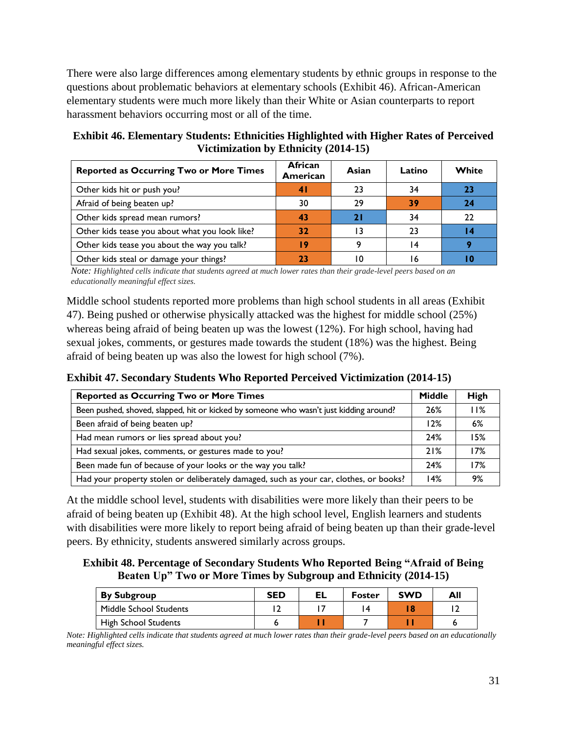There were also large differences among elementary students by ethnic groups in response to the questions about problematic behaviors at elementary schools (Exhibit 46). African-American elementary students were much more likely than their White or Asian counterparts to report harassment behaviors occurring most or all of the time.

**Exhibit 46. Elementary Students: Ethnicities Highlighted with Higher Rates of Perceived Victimization by Ethnicity (2014-15)**

| Reported as Occurring Two or More Times | African American | Asian | Latino | White |
|---|---|---|---|---|
| Other kids hit or push you? | **41** | 23 | 34 | **23** |
| Afraid of being beaten up? | 30 | 29 | **39** | **24** |
| Other kids spread mean rumors? | **43** | **21** | 34 | 22 |
| Other kids tease you about what you look like? | **32** | 13 | 23 | **14** |
| Other kids tease you about the way you talk? | **19** | 9 | 14 | **9** |
| Other kids steal or damage your things? | **23** | 10 | 16 | **10** |

*Note: Highlighted cells indicate that students agreed at much lower rates than their grade-level peers based on an educationally meaningful effect sizes.*

Middle school students reported more problems than high school students in all areas (Exhibit 47). Being pushed or otherwise physically attacked was the highest for middle school (25%) whereas being afraid of being beaten up was the lowest (12%). For high school, having had sexual jokes, comments, or gestures made towards the student (18%) was the highest. Being afraid of being beaten up was also the lowest for high school (7%).

**Exhibit 47. Secondary Students Who Reported Perceived Victimization (2014-15)**

| Reported as Occurring Two or More Times | Middle | High |
|---|---|---|
| Been pushed, shoved, slapped, hit or kicked by someone who wasn't just kidding around? | 26% | 11% |
| Been afraid of being beaten up? | 12% | 6% |
| Had mean rumors or lies spread about you? | 24% | 15% |
| Had sexual jokes, comments, or gestures made to you? | 21% | 17% |
| Been made fun of because of your looks or the way you talk? | 24% | 17% |
| Had your property stolen or deliberately damaged, such as your car, clothes, or books? | 14% | 9% |

At the middle school level, students with disabilities were more likely than their peers to be afraid of being beaten up (Exhibit 48). At the high school level, English learners and students with disabilities were more likely to report being afraid of being beaten up than their grade-level peers. By ethnicity, students answered similarly across groups.

**Exhibit 48. Percentage of Secondary Students Who Reported Being "Afraid of Being Beaten Up" Two or More Times by Subgroup and Ethnicity (2014-15)**

| By Subgroup | SED | EL | Foster | SWD | All |
|---|---|---|---|---|---|
| Middle School Students | 12 | 17 | 14 | **18** | 12 |
| High School Students | 6 | **11** | 7 | **11** | 6 |

*Note: Highlighted cells indicate that students agreed at much lower rates than their grade-level peers based on an educationally meaningful effect sizes.*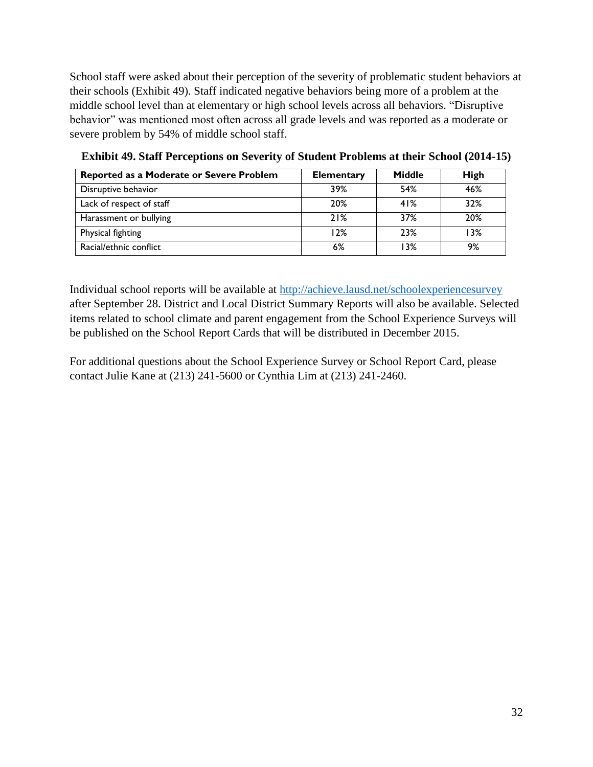School staff were asked about their perception of the severity of problematic student behaviors at their schools (Exhibit 49). Staff indicated negative behaviors being more of a problem at the middle school level than at elementary or high school levels across all behaviors. "Disruptive behavior" was mentioned most often across all grade levels and was reported as a moderate or severe problem by 54% of middle school staff.

**Exhibit 49. Staff Perceptions on Severity of Student Problems at their School (2014-15)**

| Reported as a Moderate or Severe Problem | Elementary | Middle | High |
|---|---|---|---|
| Disruptive behavior | 39% | 54% | 46% |
| Lack of respect of staff | 20% | 41% | 32% |
| Harassment or bullying | 21% | 37% | 20% |
| Physical fighting | 12% | 23% | 13% |
| Racial/ethnic conflict | 6% | 13% | 9% |

Individual school reports will be available at [http://achieve.lausd.net/schoolexperiencesurvey](http://achieve.lausd.net/schoolexperiencesurvey) after September 28. District and Local District Summary Reports will also be available. Selected items related to school climate and parent engagement from the School Experience Surveys will be published on the School Report Cards that will be distributed in December 2015.

For additional questions about the School Experience Survey or School Report Card, please contact Julie Kane at (213) 241-5600 or Cynthia Lim at (213) 241-2460.